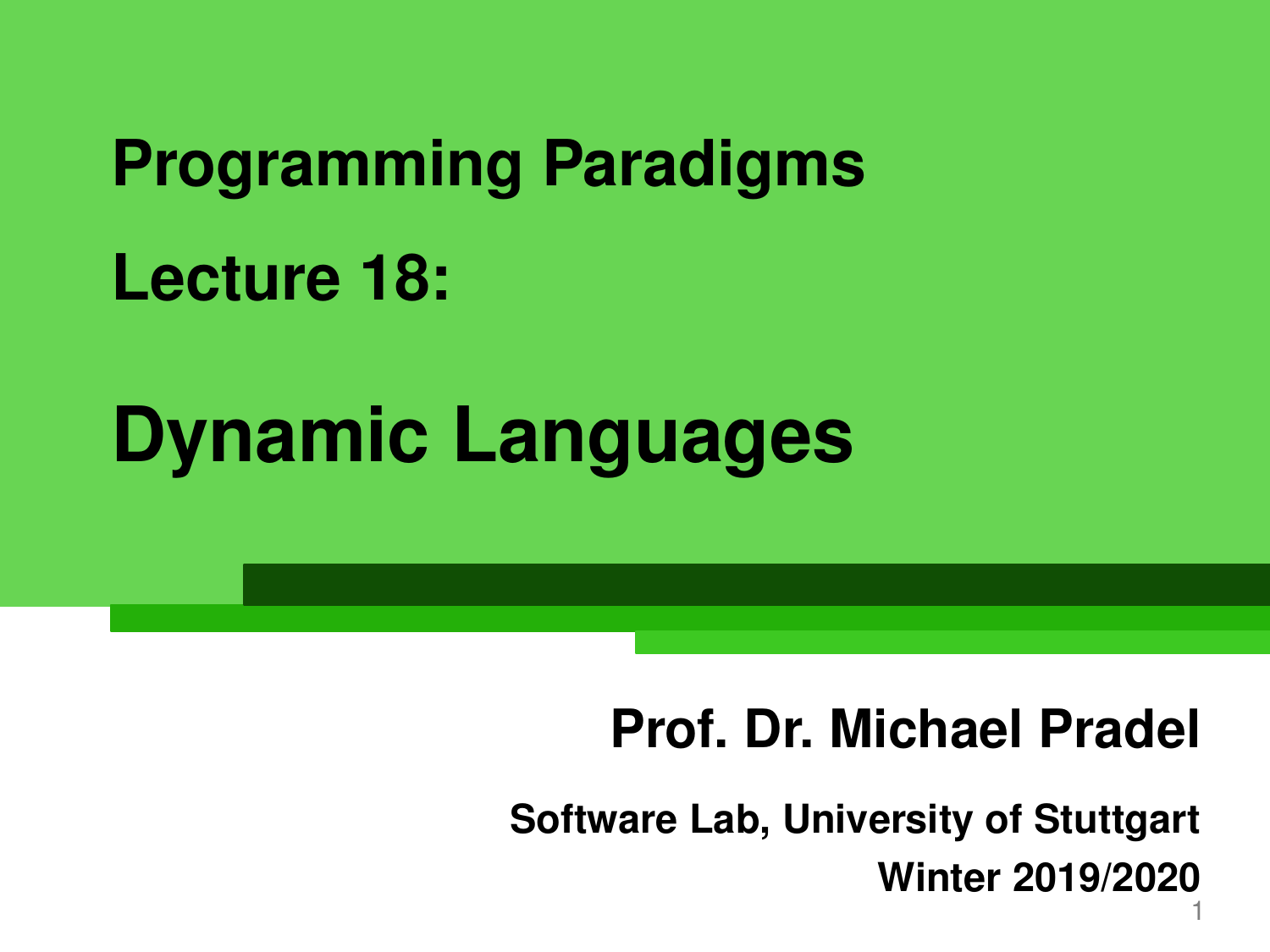# Programming Paradigms

## Lecture 18:

# Dynamic Languages

**Prof. Dr. Michael Pradel**

**Software Lab, University of Stuttgart**

**Winter 2019/2020**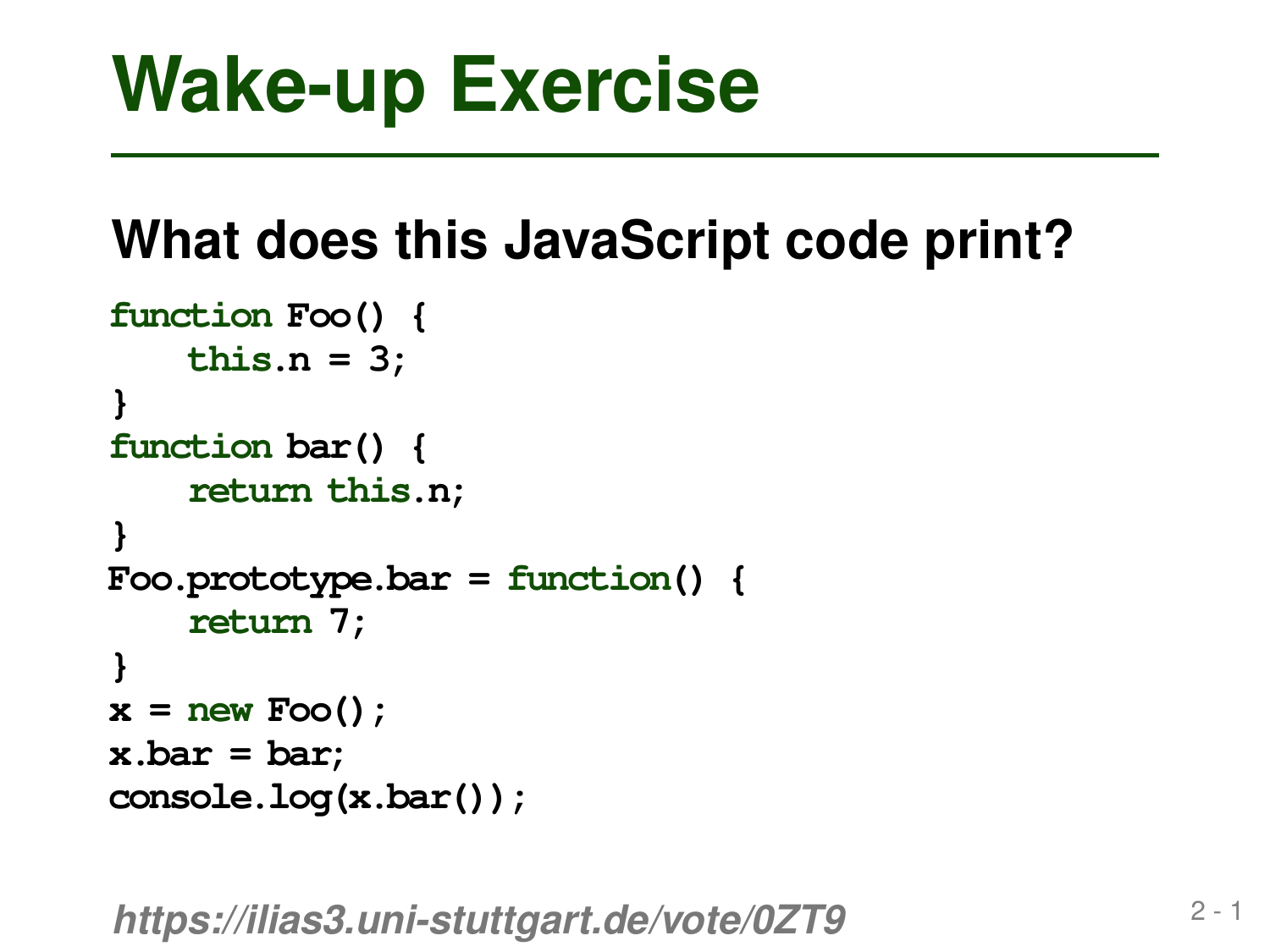# Wake-up Exercise

## What does this JavaScript code print?

```
function Foo() {
    this.n = 3;
}
function bar() {
    return this.n;
}
Foo.prototype.bar = function() {
    return 7;
}
x = new Foo();
x.bar = bar;
console.log(x.bar());
```

***https://ilias3.uni-stuttgart.de/vote/0ZT9***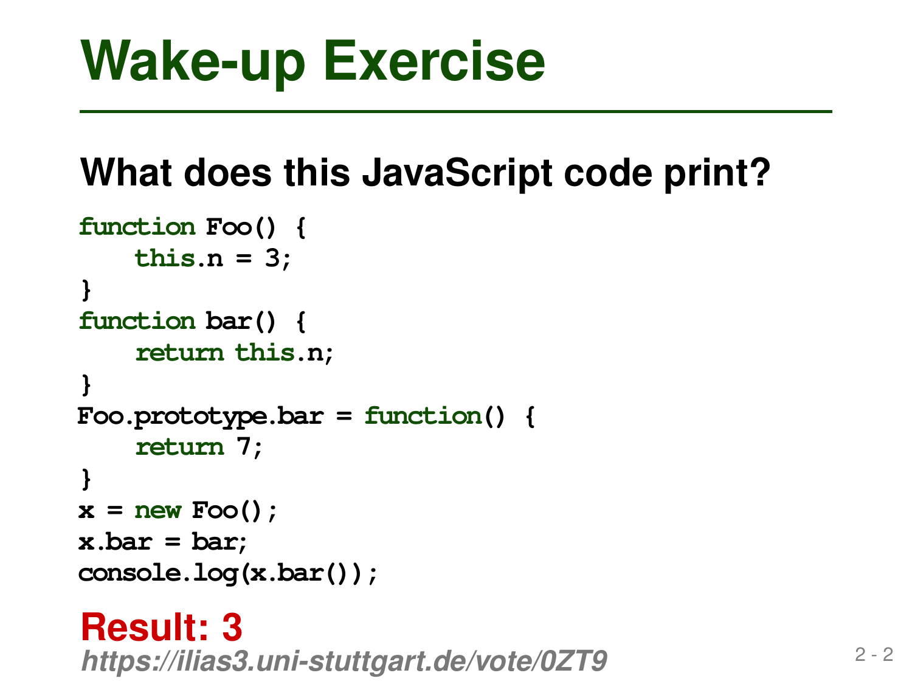# Wake-up Exercise

## What does this JavaScript code print?

```
function Foo() {
    this.n = 3;
}
function bar() {
    return this.n;
}
Foo.prototype.bar = function() {
    return 7;
}
x = new Foo();
x.bar = bar;
console.log(x.bar());
```

**Result: 3**

***https://ilias3.uni-stuttgart.de/vote/0ZT9***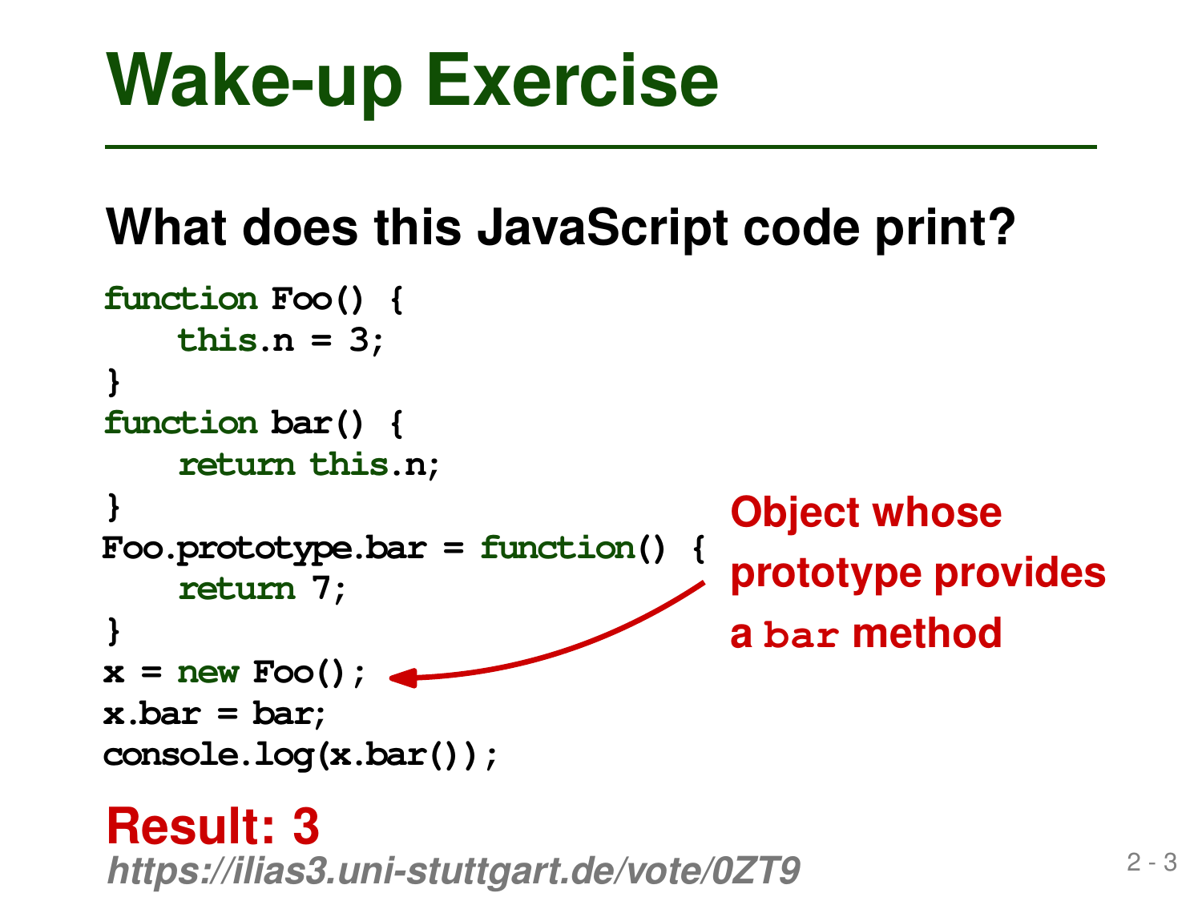# Wake-up Exercise

## What does this JavaScript code print?

```
function Foo() {
    this.n = 3;
}
function bar() {
    return this.n;
}
Foo.prototype.bar = function() {
    return 7;
}
x = new Foo();
x.bar = bar;
console.log(x.bar());
```

Object whose prototype provides a `bar` method

**Result: 3**

*https://ilias3.uni-stuttgart.de/vote/0ZT9*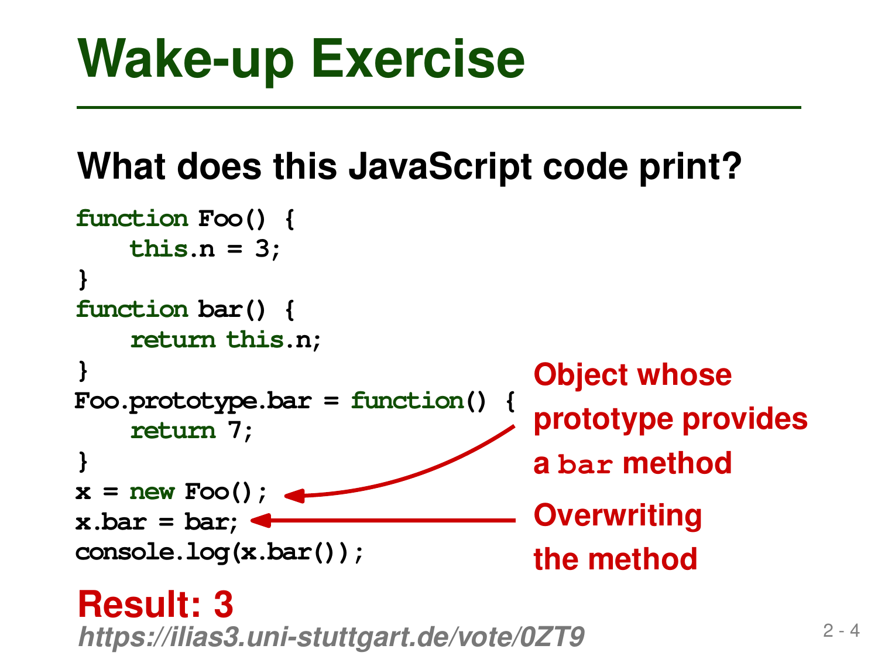# Wake-up Exercise

## What does this JavaScript code print?

```
function Foo() {
    this.n = 3;
}
function bar() {
    return this.n;
}
Foo.prototype.bar = function() {
    return 7;
}
x = new Foo();
x.bar = bar;
console.log(x.bar());
```

**Object whose prototype provides a `bar` method**

**Overwriting the method**

**Result: 3**

*https://ilias3.uni-stuttgart.de/vote/0ZT9*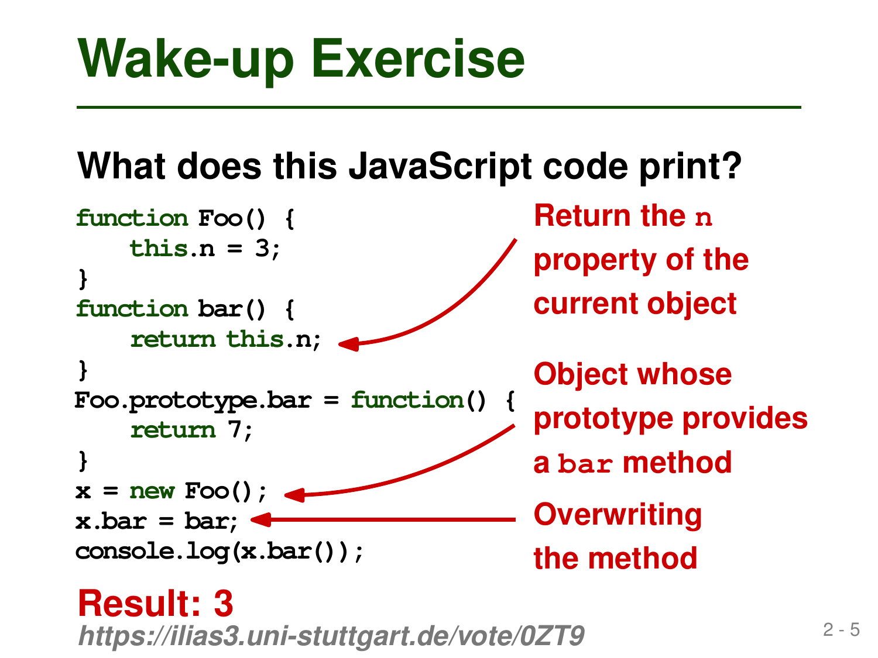# Wake-up Exercise

## What does this JavaScript code print?

```
function Foo() {
    this.n = 3;
}
function bar() {
    return this.n;
}
Foo.prototype.bar = function() {
    return 7;
}
x = new Foo();
x.bar = bar;
console.log(x.bar());
```

**Return the `n` property of the current object**

**Object whose prototype provides a `bar` method**

**Overwriting the method**

**Result: 3**

*https://ilias3.uni-stuttgart.de/vote/0ZT9*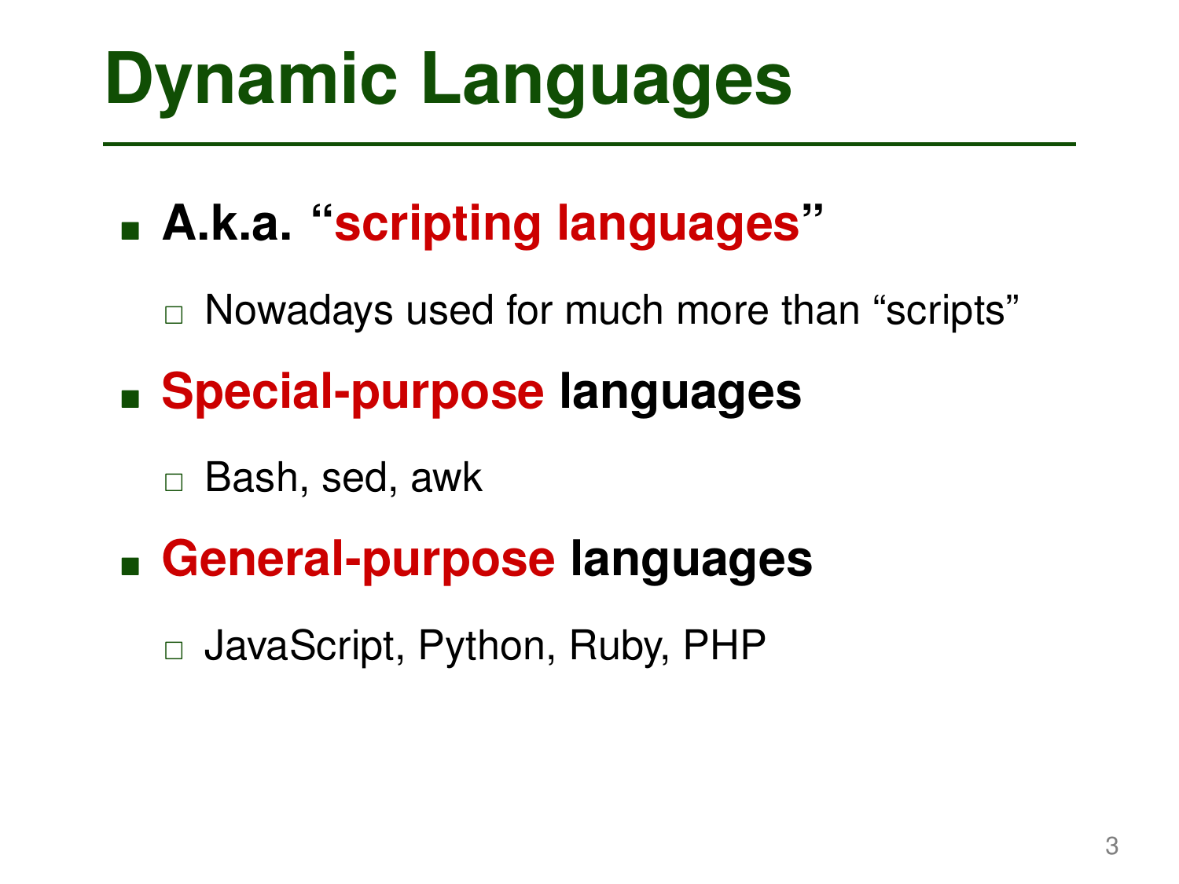# Dynamic Languages

- **A.k.a. "scripting languages"**
  - Nowadays used for much more than "scripts"
- **Special-purpose languages**
  - Bash, sed, awk
- **General-purpose languages**
  - JavaScript, Python, Ruby, PHP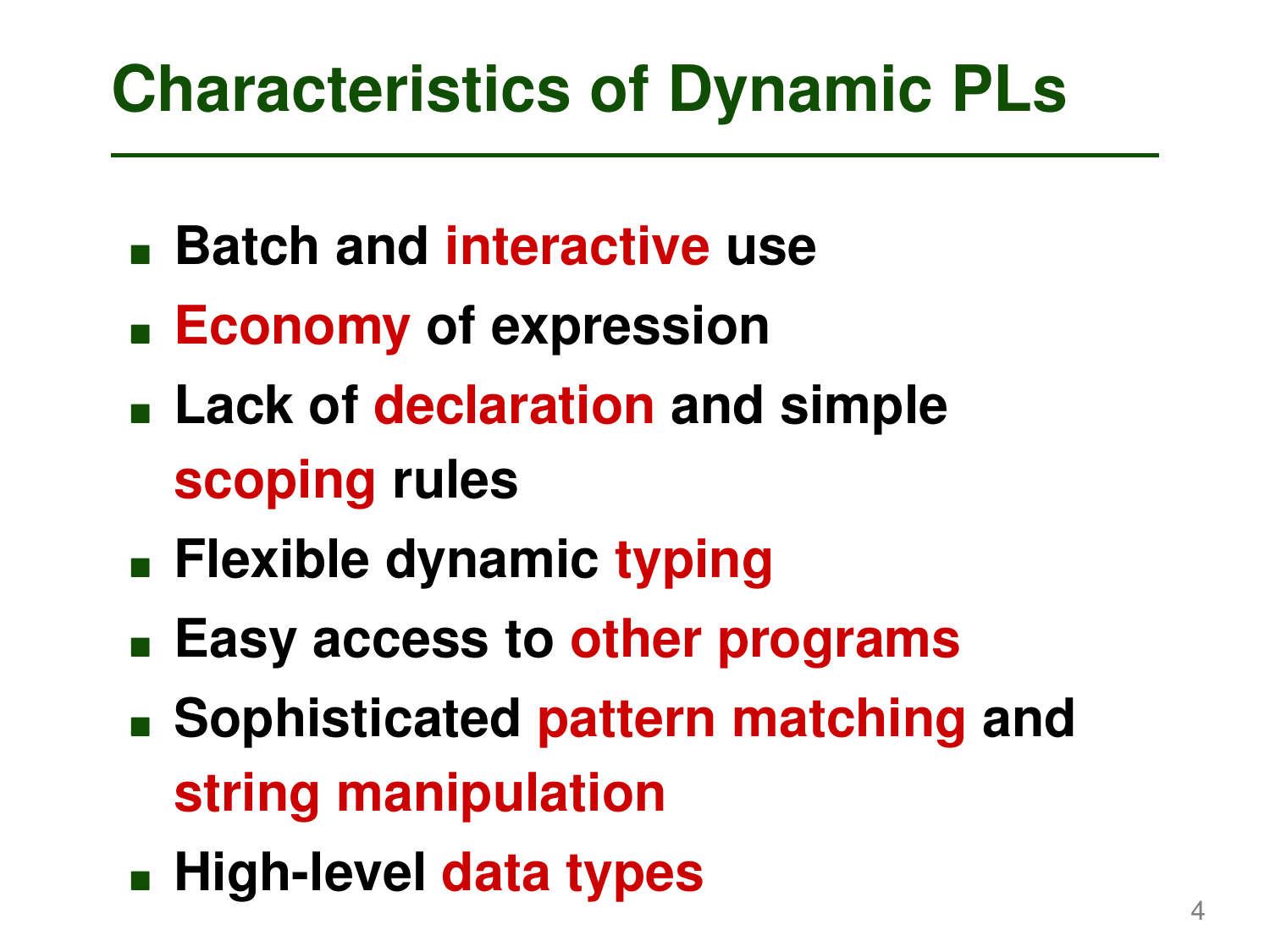# Characteristics of Dynamic PLs

- Batch and **interactive** use
- **Economy** of expression
- Lack of **declaration** and simple **scoping** rules
- Flexible dynamic **typing**
- Easy access to **other programs**
- Sophisticated **pattern matching** and **string manipulation**
- High-level **data types**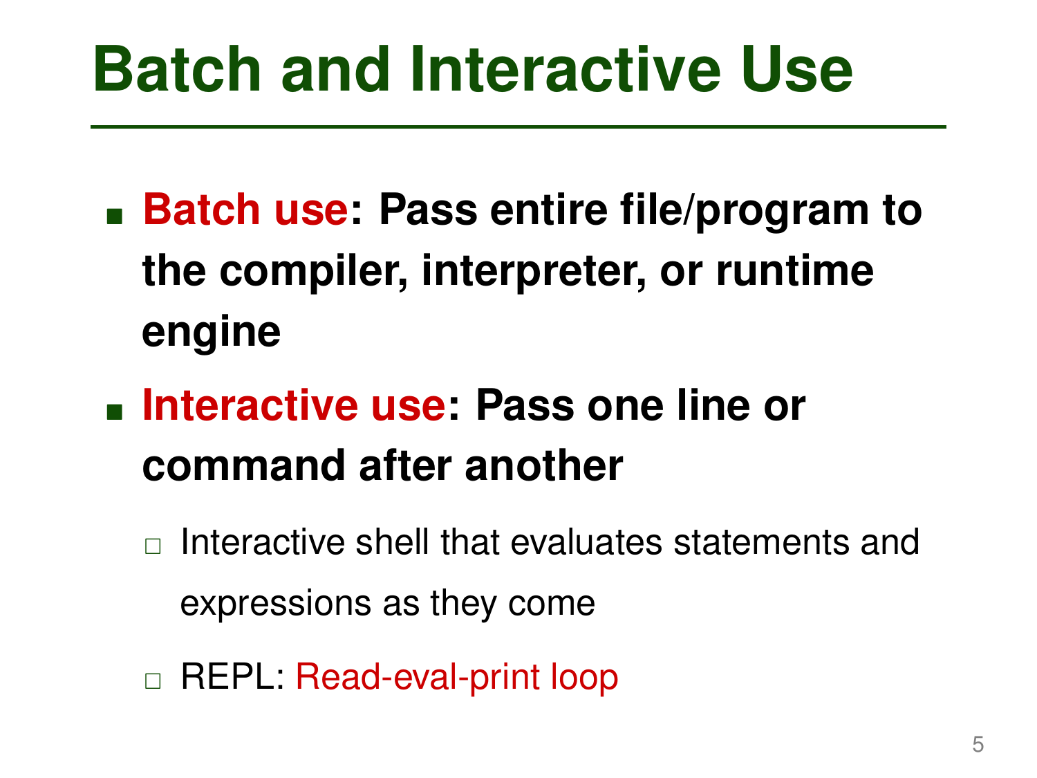# Batch and Interactive Use

- **Batch use: Pass entire file/program to the compiler, interpreter, or runtime engine**
- **Interactive use: Pass one line or command after another**
  - Interactive shell that evaluates statements and expressions as they come
  - REPL: Read-eval-print loop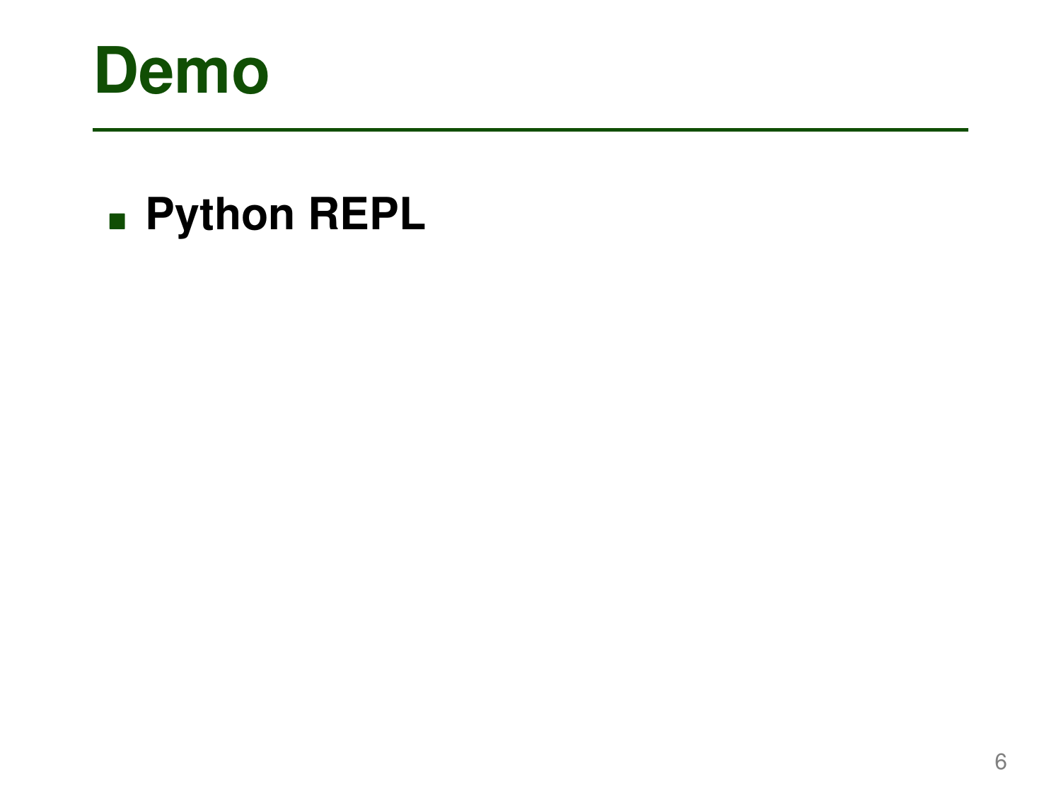# Demo

- **Python REPL**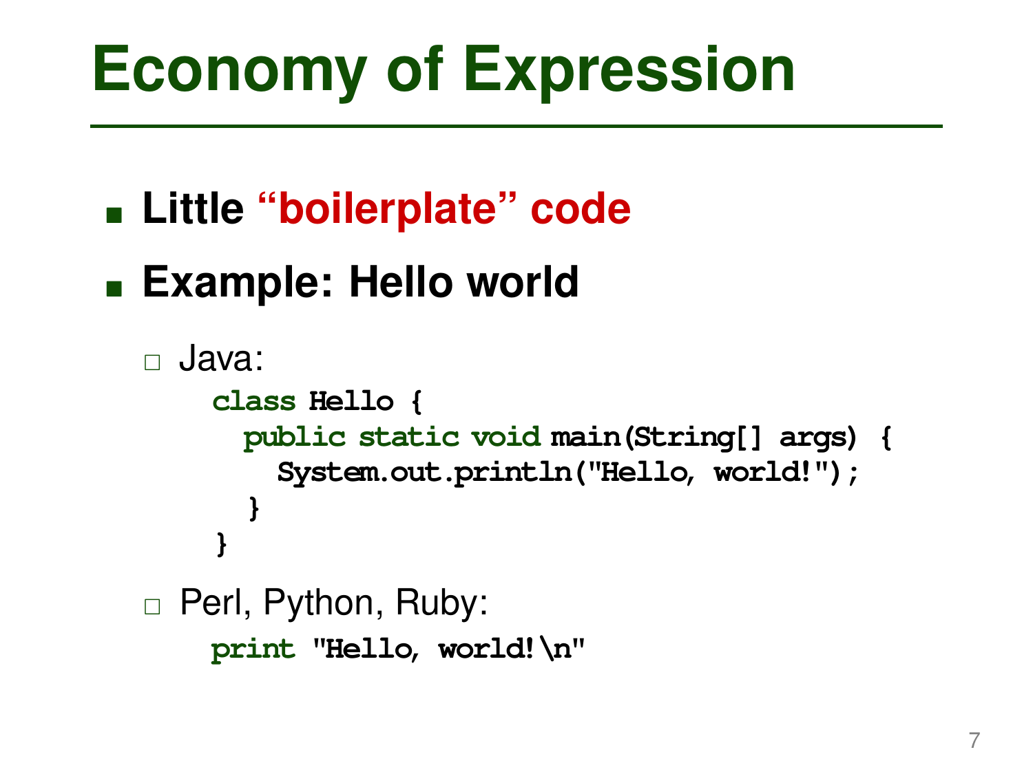# Economy of Expression

- **Little "boilerplate" code**
- **Example: Hello world**
  - Java:

    ```
    class Hello {
      public static void main(String[] args) {
        System.out.println("Hello, world!");
      }
    }
    ```

  - Perl, Python, Ruby:

    ```
    print "Hello, world!\n"
    ```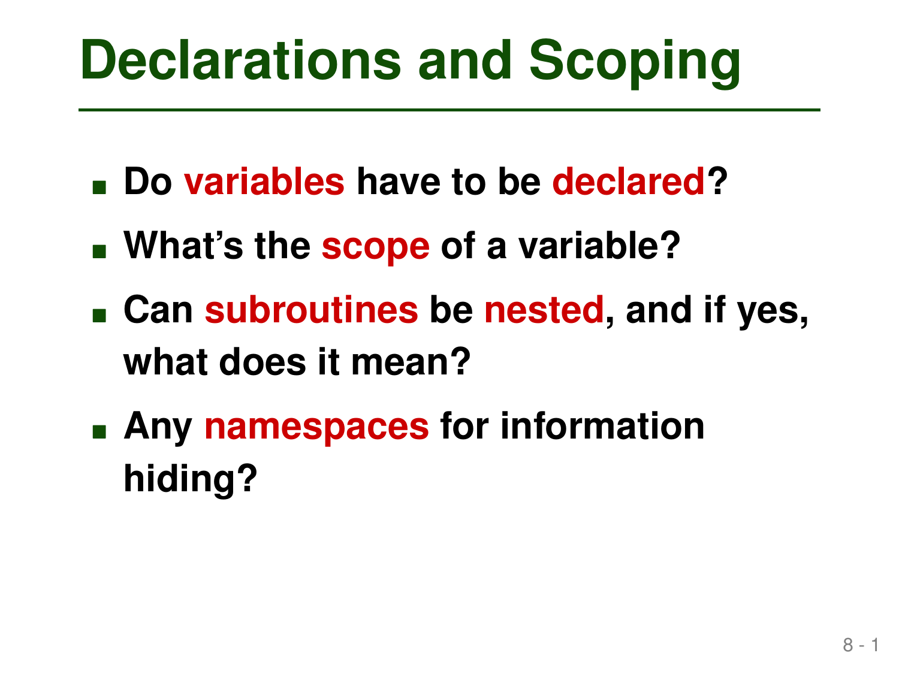# Declarations and Scoping

- Do **variables** have to be **declared**?
- What's the **scope** of a variable?
- Can **subroutines** be **nested**, and if yes, what does it mean?
- Any **namespaces** for information hiding?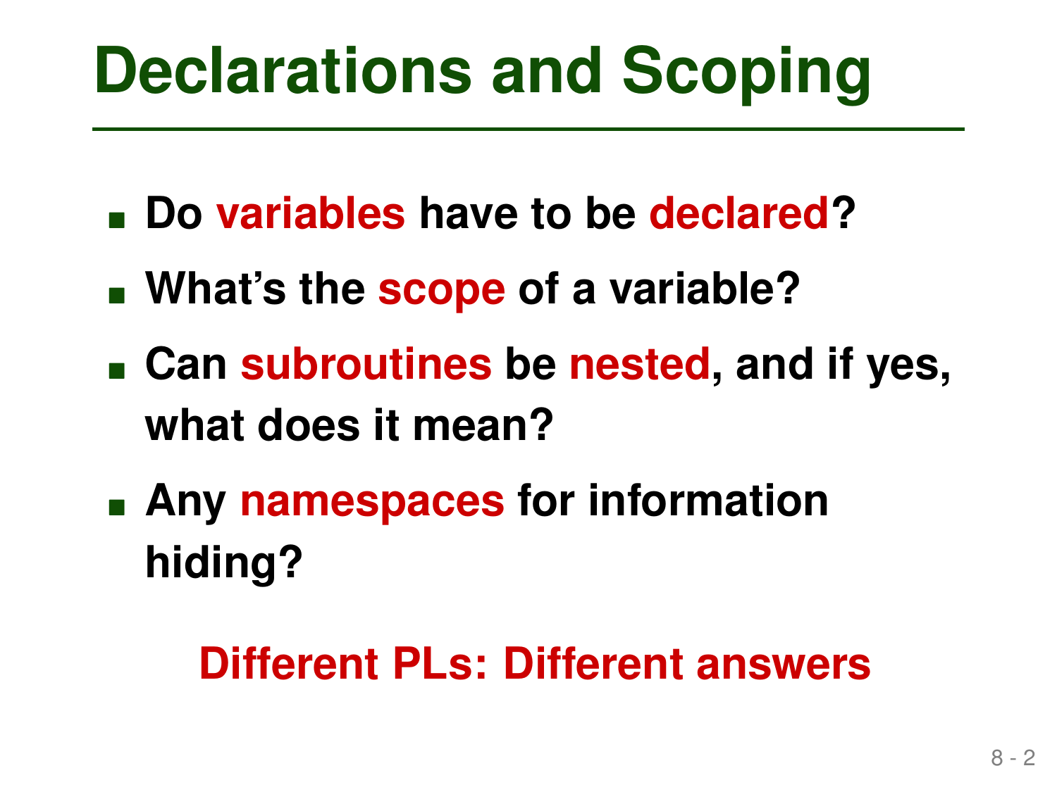# Declarations and Scoping

- **Do variables have to be declared?**
- **What's the scope of a variable?**
- **Can subroutines be nested, and if yes, what does it mean?**
- **Any namespaces for information hiding?**

**Different PLs: Different answers**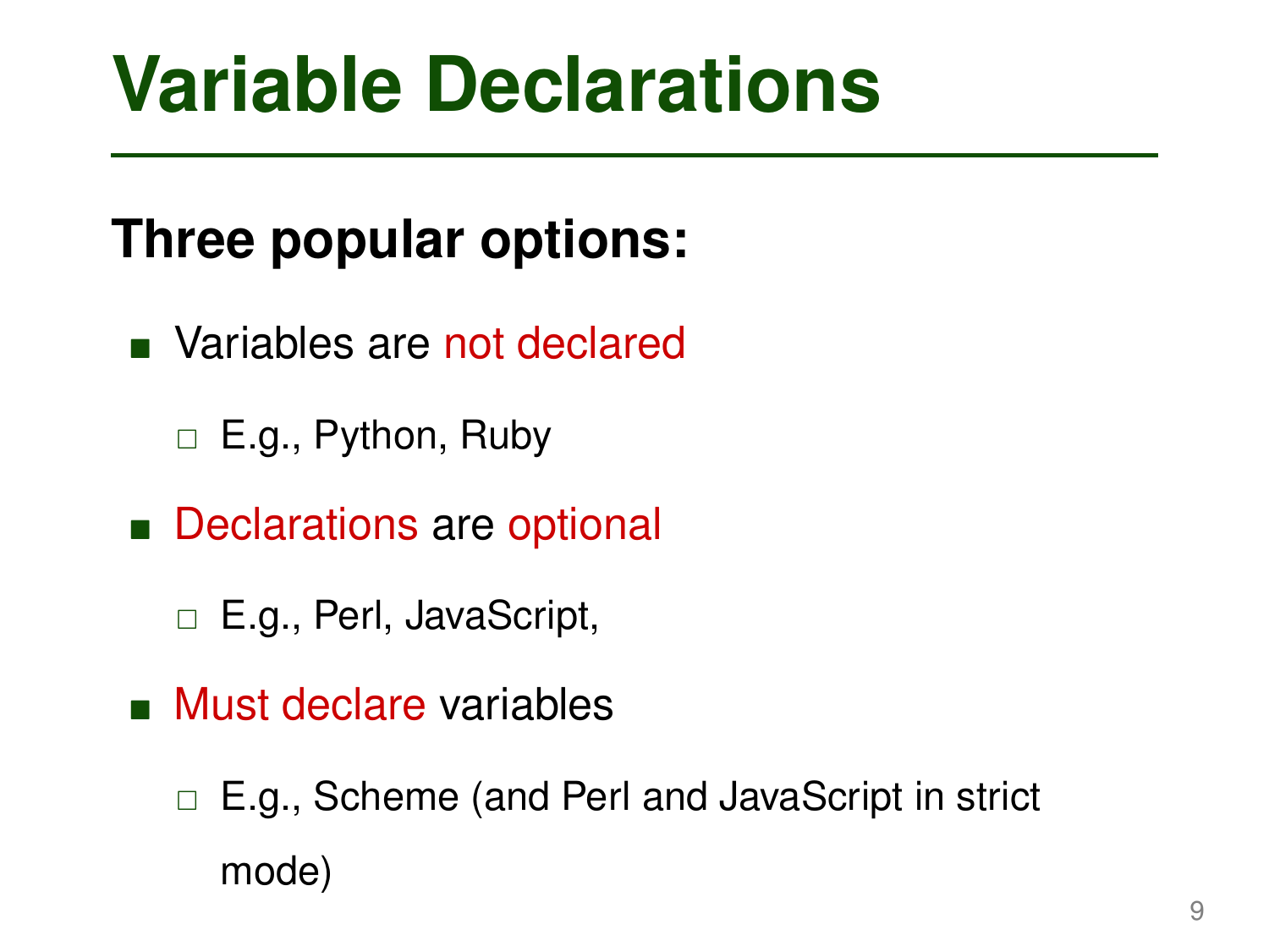# Variable Declarations

**Three popular options:**

- Variables are not declared
  - E.g., Python, Ruby
- Declarations are optional
  - E.g., Perl, JavaScript,
- Must declare variables
  - E.g., Scheme (and Perl and JavaScript in strict mode)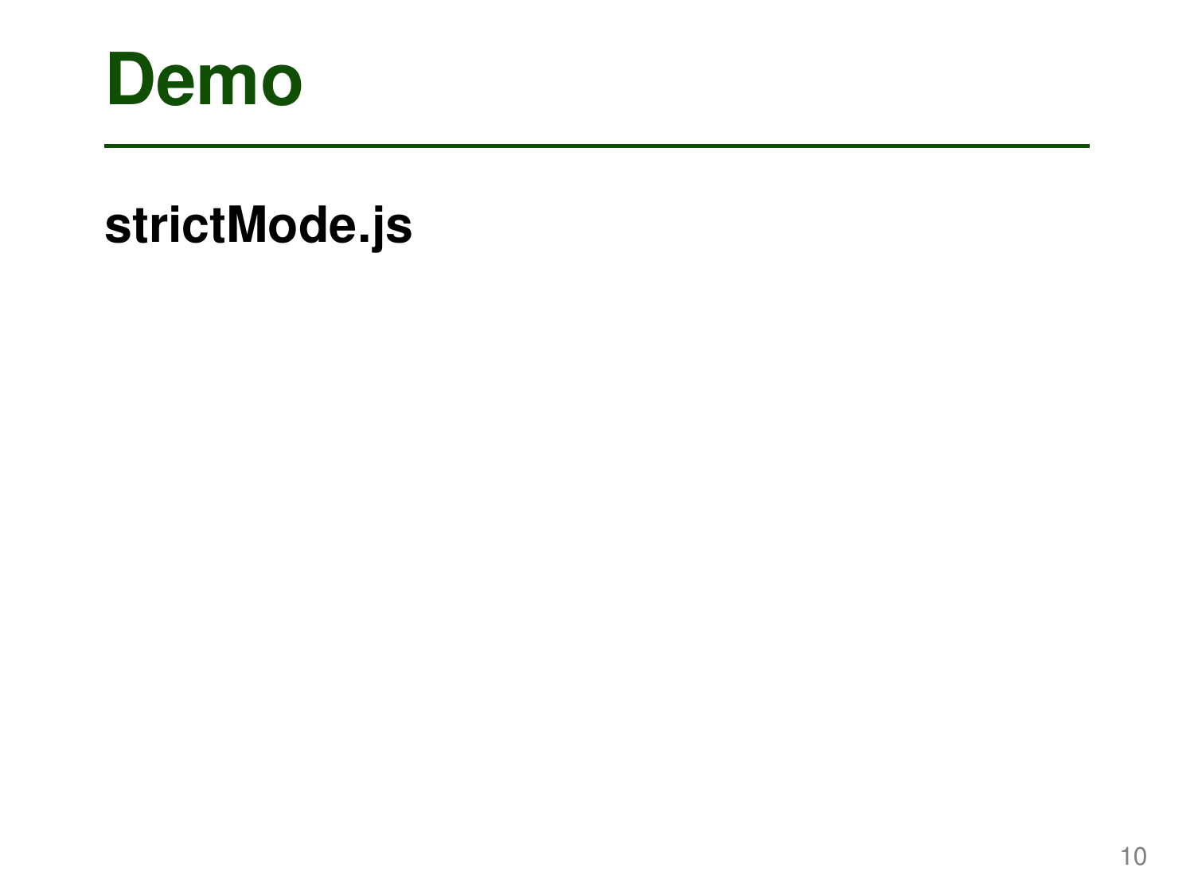# Demo

**strictMode.js**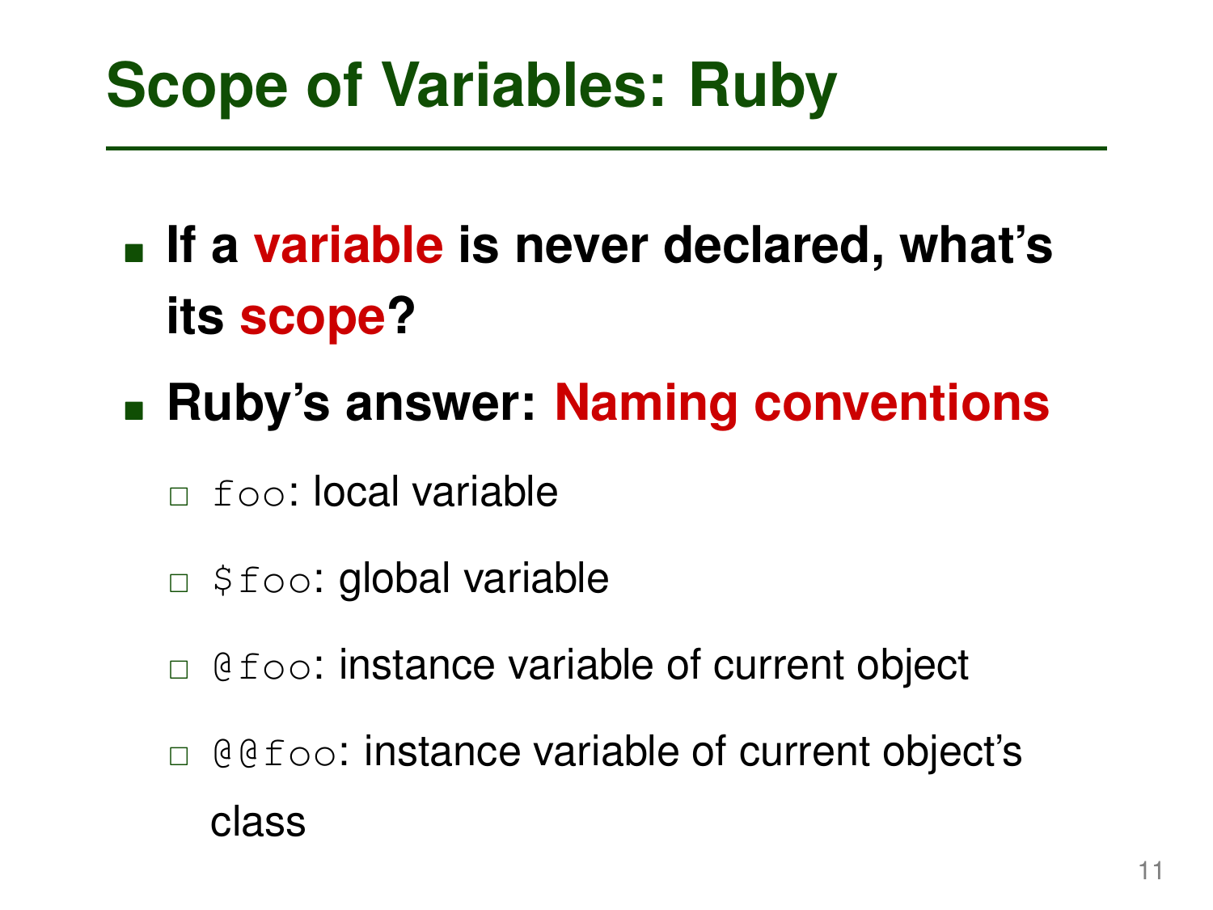# Scope of Variables: Ruby

- **If a variable is never declared, what's its scope?**
- **Ruby's answer: Naming conventions**
  - `foo`: local variable
  - `$foo`: global variable
  - `@foo`: instance variable of current object
  - `@@foo`: instance variable of current object's class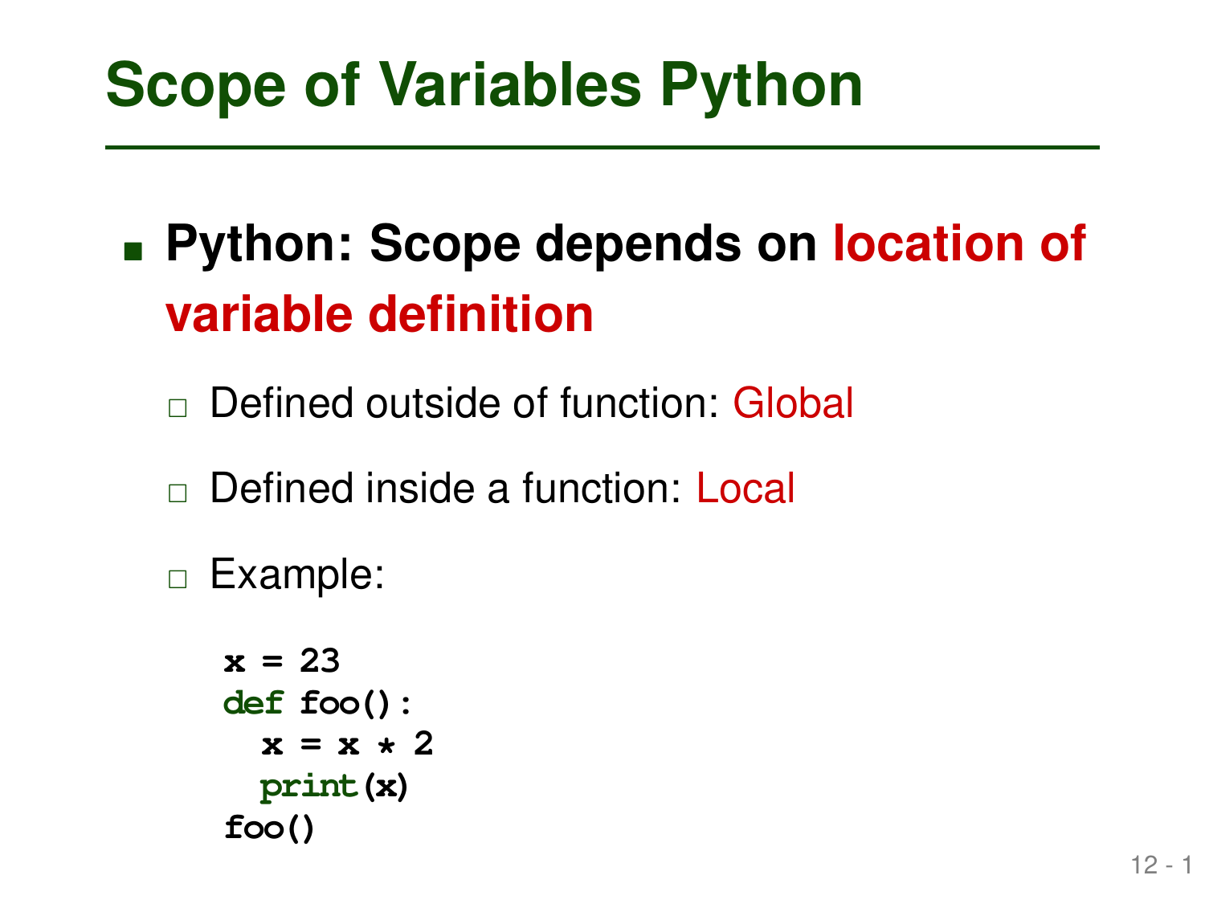# Scope of Variables Python

- **Python: Scope depends on location of variable definition**
  - Defined outside of function: Global
  - Defined inside a function: Local
  - Example:

```
x = 23
def foo():
  x = x * 2
  print(x)
foo()
```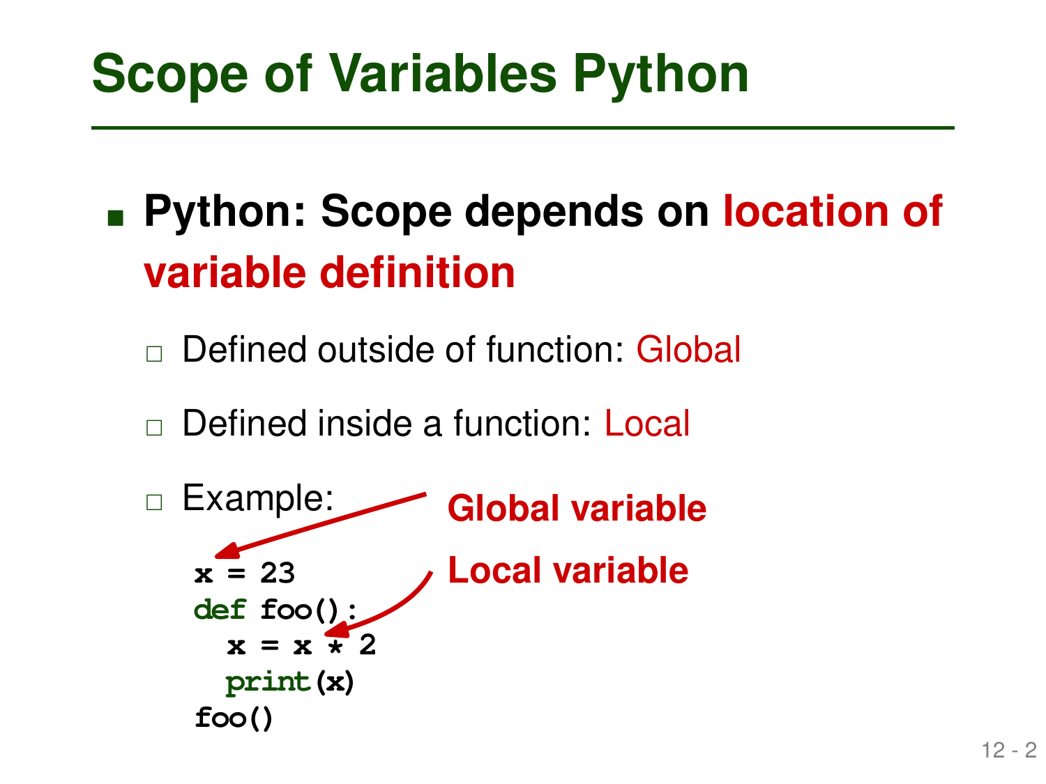# Scope of Variables Python

- **Python: Scope depends on location of variable definition**
  - Defined outside of function: Global
  - Defined inside a function: Local
  - Example:

```
x = 23
def foo():
  x = x * 2
  print(x)
foo()
```

**Global variable**

**Local variable**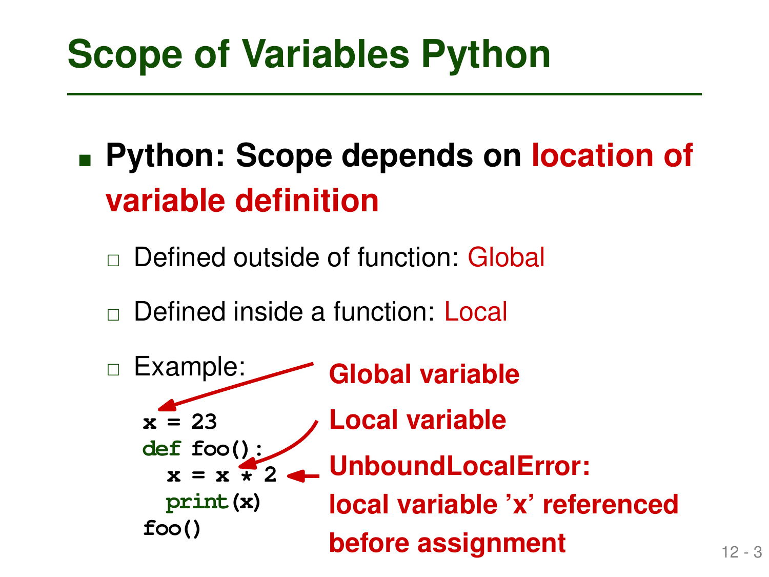# Scope of Variables Python

- **Python: Scope depends on location of variable definition**
  - Defined outside of function: Global
  - Defined inside a function: Local
  - Example:

```
x = 23
def foo():
  x = x * 2
  print(x)
foo()
```

**Global variable**

**Local variable**

**UnboundLocalError: local variable 'x' referenced before assignment**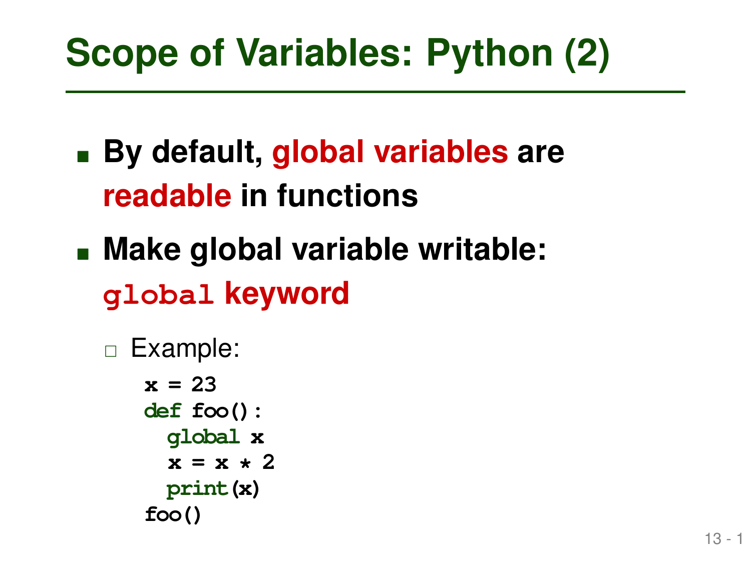# Scope of Variables: Python (2)

- **By default, global variables are readable in functions**
- **Make global variable writable: `global` keyword**
  - Example:

```
x = 23
def foo():
  global x
  x = x * 2
  print(x)
foo()
```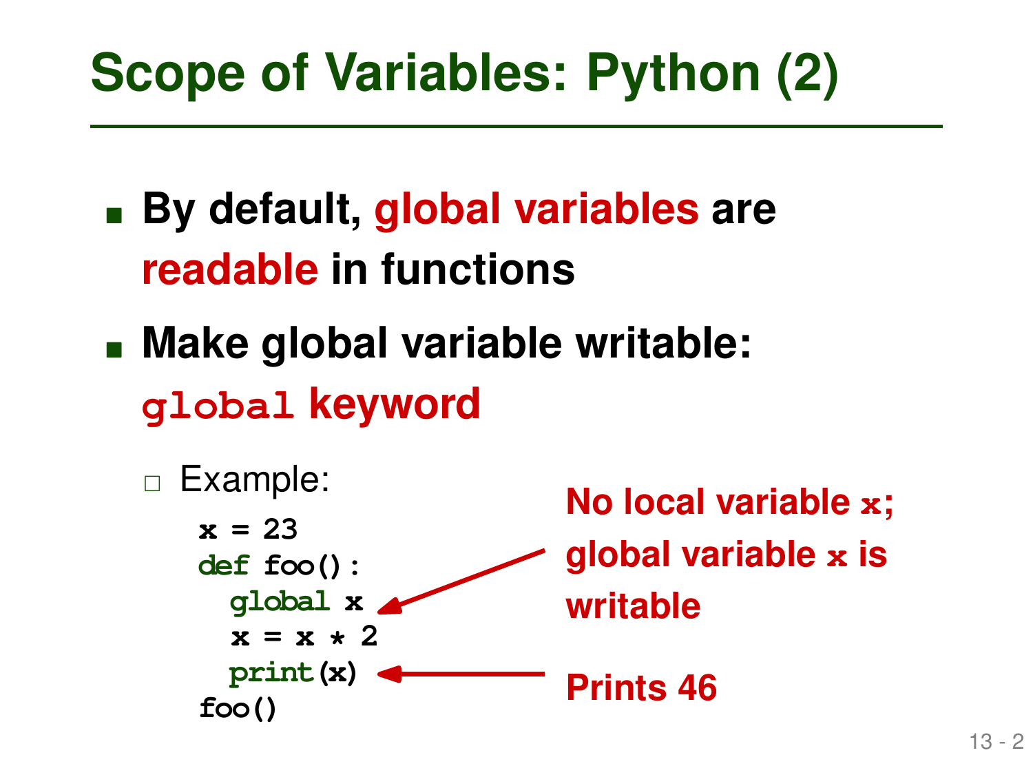# Scope of Variables: Python (2)

- **By default, global variables are readable in functions**
- **Make global variable writable: `global` keyword**
  - Example:

```
x = 23
def foo():
  global x
  x = x * 2
  print(x)
foo()
```

**No local variable `x`; global variable `x` is writable** (points to `global x`)

**Prints 46** (points to `print(x)`)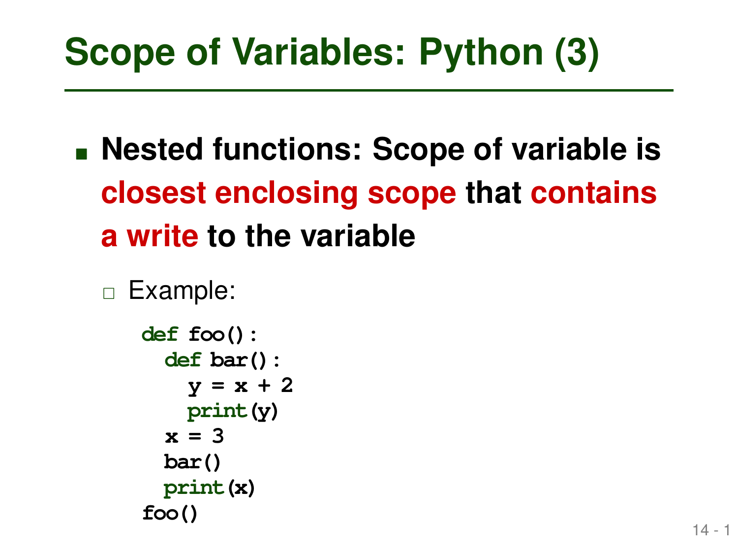# Scope of Variables: Python (3)

- **Nested functions: Scope of variable is closest enclosing scope that contains a write to the variable**
  - Example:

```
def foo():
  def bar():
    y = x + 2
    print(y)
  x = 3
  bar()
  print(x)
foo()
```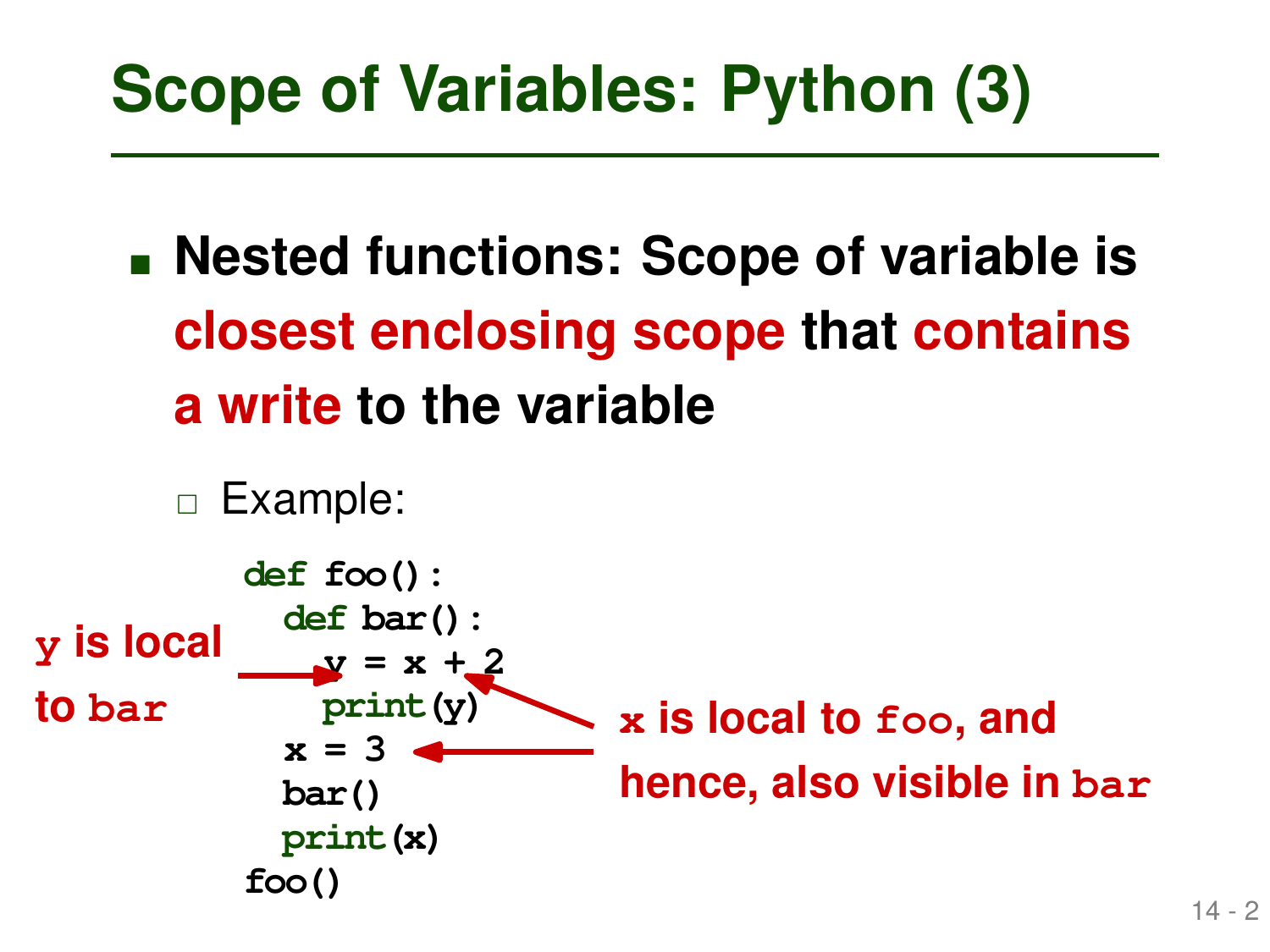# Scope of Variables: Python (3)

- **Nested functions: Scope of variable is closest enclosing scope that contains a write to the variable**
  - Example:

```
def foo():
  def bar():
    y = x + 2
    print(y)
  x = 3
  bar()
  print(x)
foo()
```

**y is local to bar** (→ `y = x + 2`)

**x is local to foo, and hence, also visible in bar** (→ `x` in `y = x + 2` and `x = 3`)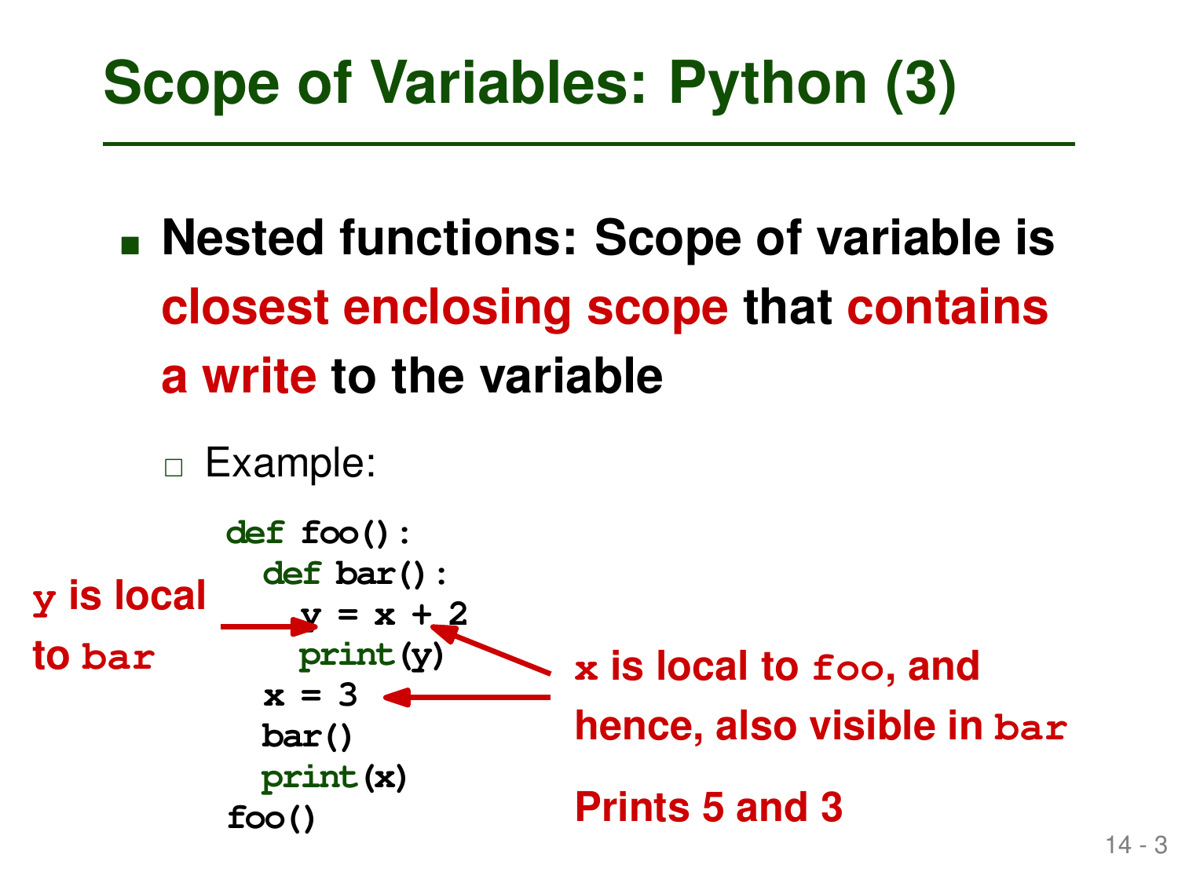# Scope of Variables: Python (3)

- **Nested functions: Scope of variable is closest enclosing scope that contains a write to the variable**
  - Example:

```
def foo():
  def bar():
    y = x + 2
    print(y)
  x = 3
  bar()
  print(x)
foo()
```

**y is local to bar**

**x is local to foo, and hence, also visible in bar**

**Prints 5 and 3**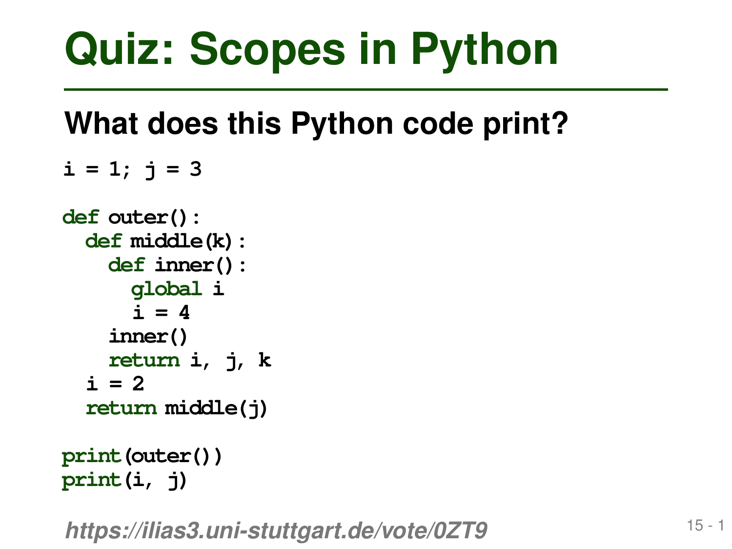# Quiz: Scopes in Python

## What does this Python code print?

```
i = 1; j = 3

def outer():
  def middle(k):
    def inner():
      global i
      i = 4
    inner()
    return i, j, k
  i = 2
  return middle(j)

print(outer())
print(i, j)
```

***https://ilias3.uni-stuttgart.de/vote/0ZT9***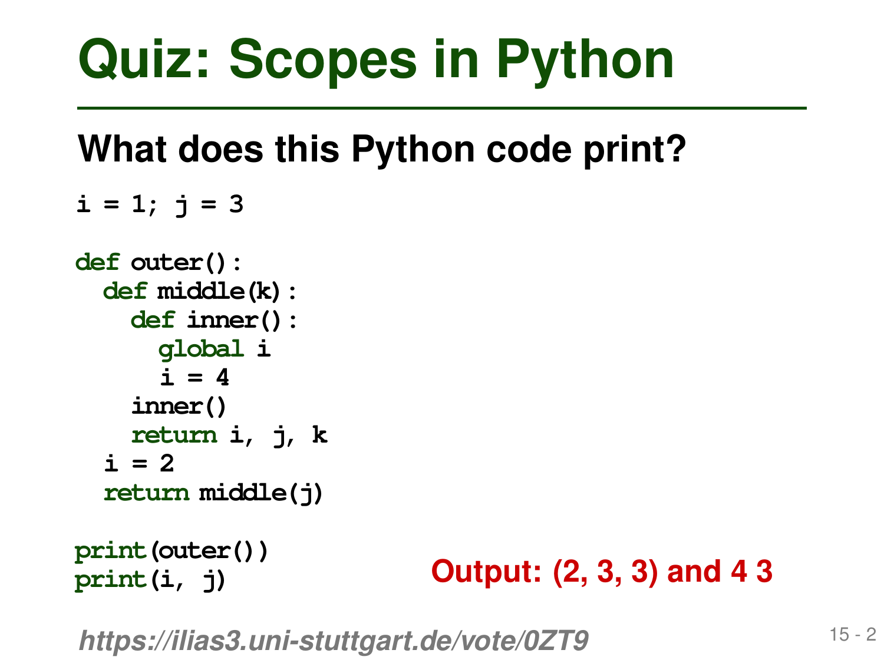# Quiz: Scopes in Python

## What does this Python code print?

```
i = 1; j = 3

def outer():
  def middle(k):
    def inner():
      global i
      i = 4
    inner()
    return i, j, k
  i = 2
  return middle(j)

print(outer())
print(i, j)
```

**Output: (2, 3, 3) and 4 3**

***https://ilias3.uni-stuttgart.de/vote/0ZT9***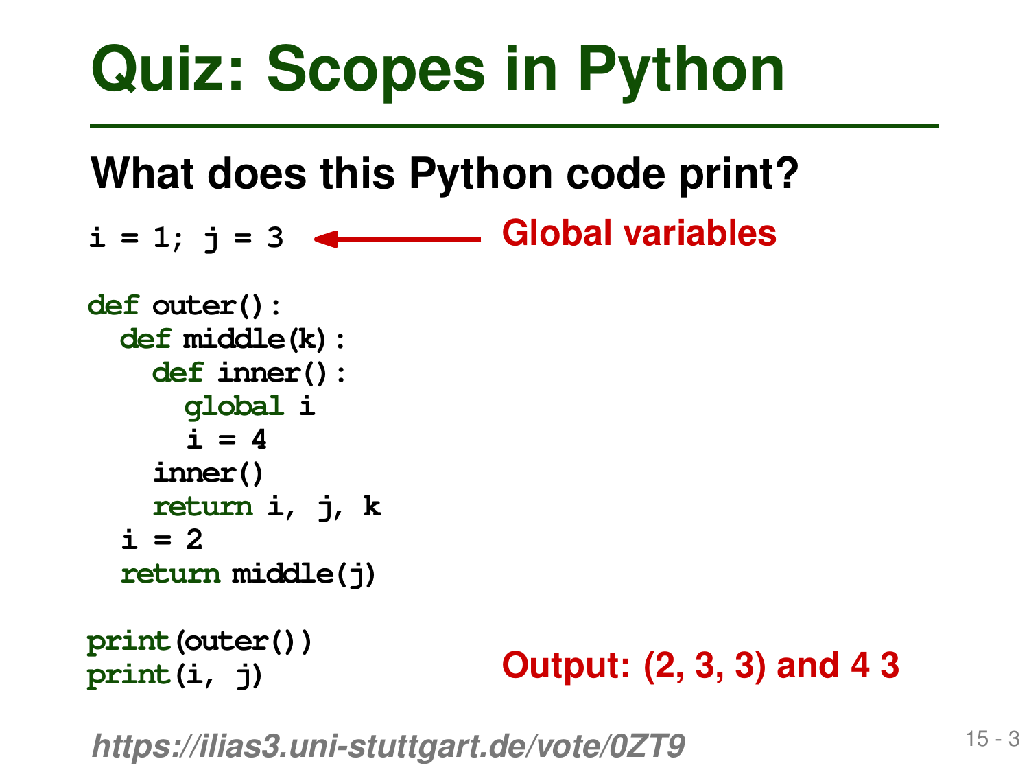# Quiz: Scopes in Python

## What does this Python code print?

```
i = 1; j = 3

def outer():
  def middle(k):
    def inner():
      global i
      i = 4
    inner()
    return i, j, k
  i = 2
  return middle(j)

print(outer())
print(i, j)
```

**Global variables**

**Output: (2, 3, 3) and 4 3**

*https://ilias3.uni-stuttgart.de/vote/0ZT9*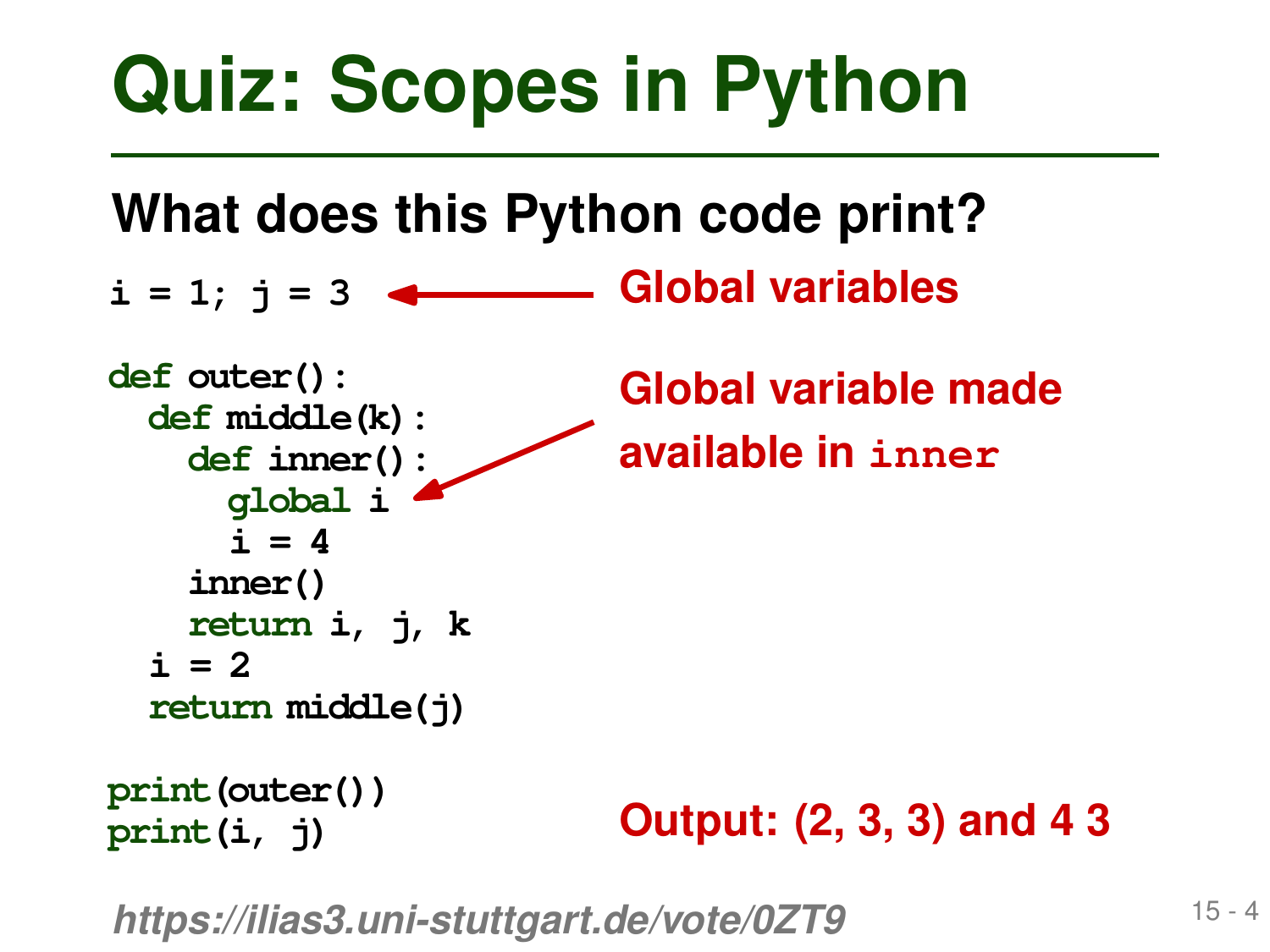# Quiz: Scopes in Python

## What does this Python code print?

```
i = 1; j = 3

def outer():
  def middle(k):
    def inner():
      global i
      i = 4
    inner()
    return i, j, k
  i = 2
  return middle(j)

print(outer())
print(i, j)
```

**Global variables**

**Global variable made available in `inner`**

**Output: (2, 3, 3) and 4 3**

*https://ilias3.uni-stuttgart.de/vote/0ZT9*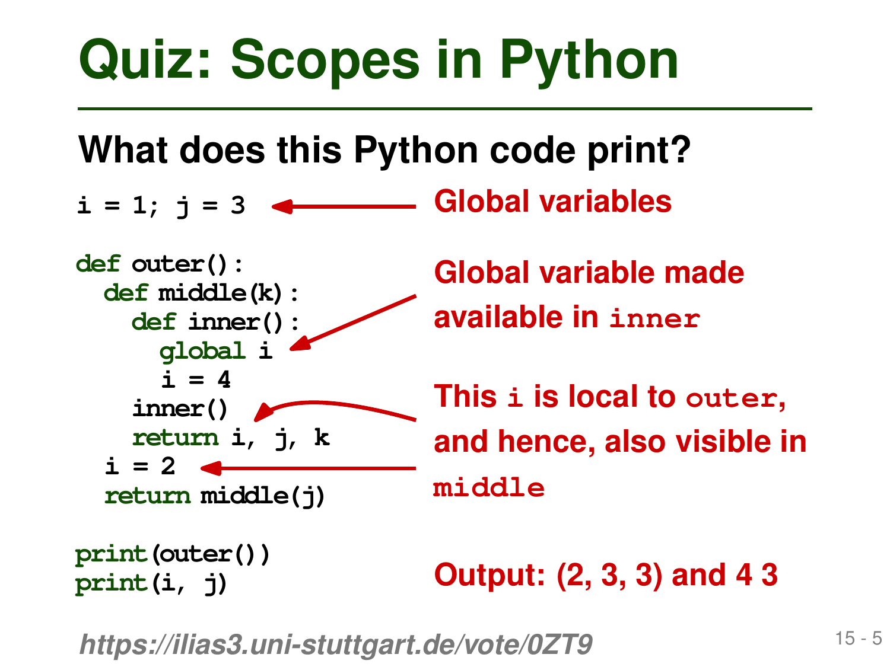# Quiz: Scopes in Python

## What does this Python code print?

```
i = 1; j = 3

def outer():
  def middle(k):
    def inner():
      global i
      i = 4
    inner()
    return i, j, k
  i = 2
  return middle(j)

print(outer())
print(i, j)
```

**Global variables**

**Global variable made available in `inner`**

**This `i` is local to `outer`, and hence, also visible in `middle`**

**Output: (2, 3, 3) and 4 3**

*https://ilias3.uni-stuttgart.de/vote/0ZT9*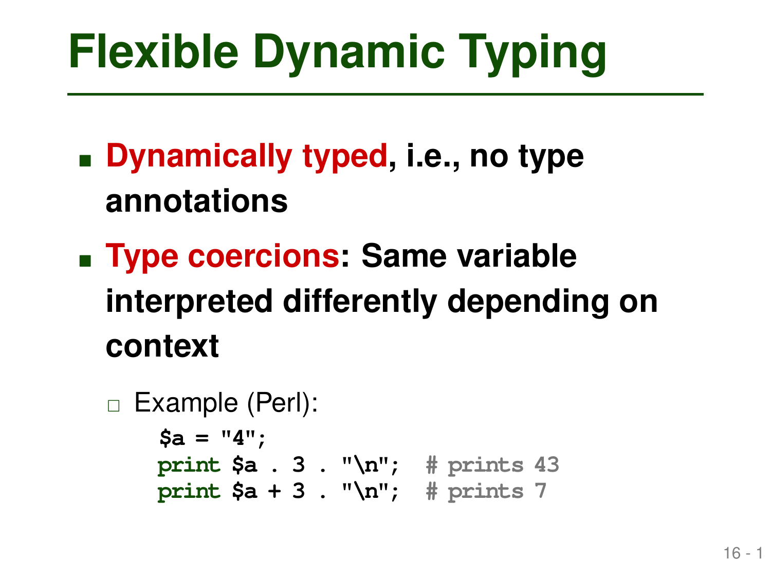# Flexible Dynamic Typing

- **Dynamically typed, i.e., no type annotations**
- **Type coercions: Same variable interpreted differently depending on context**
  - Example (Perl):

```
$a = "4";
print $a . 3 . "\n";  # prints 43
print $a + 3 . "\n";  # prints 7
```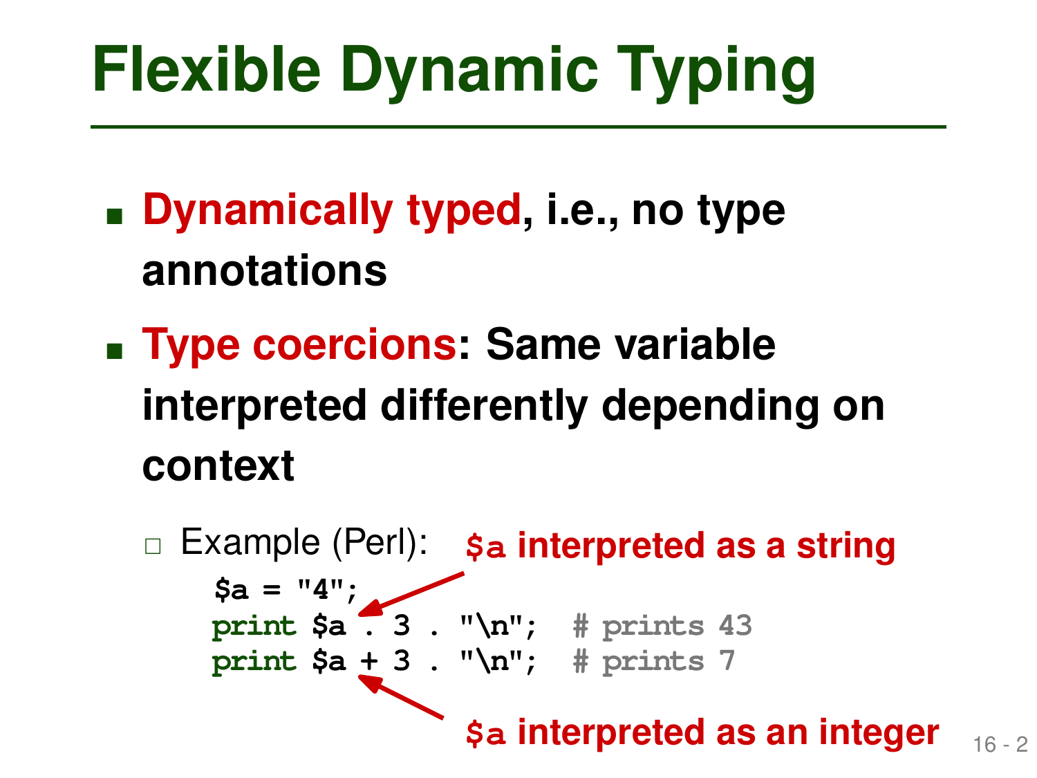# Flexible Dynamic Typing

- **Dynamically typed**, i.e., no type annotations
- **Type coercions**: Same variable interpreted differently depending on context
  - Example (Perl):

```
$a = "4";
print $a . 3 . "\n";  # prints 43
print $a + 3 . "\n";  # prints 7
```

**$a interpreted as a string**

**$a interpreted as an integer**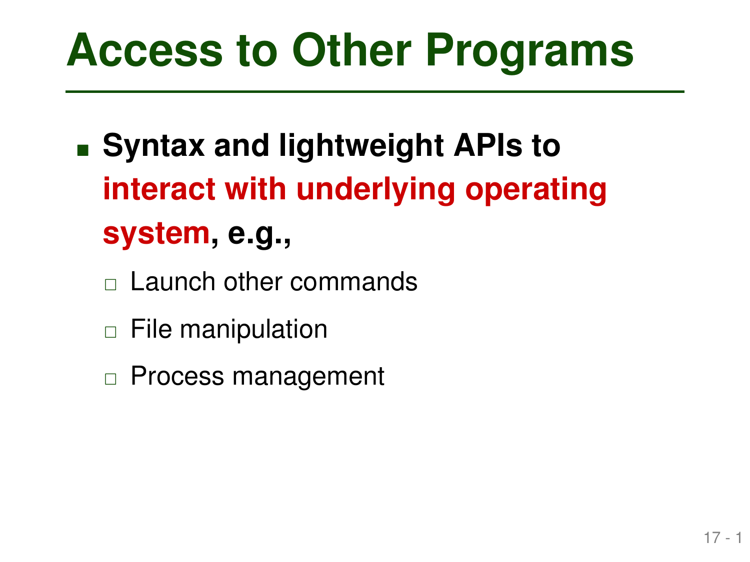# Access to Other Programs

- **Syntax and lightweight APIs to interact with underlying operating system, e.g.,**
  - Launch other commands
  - File manipulation
  - Process management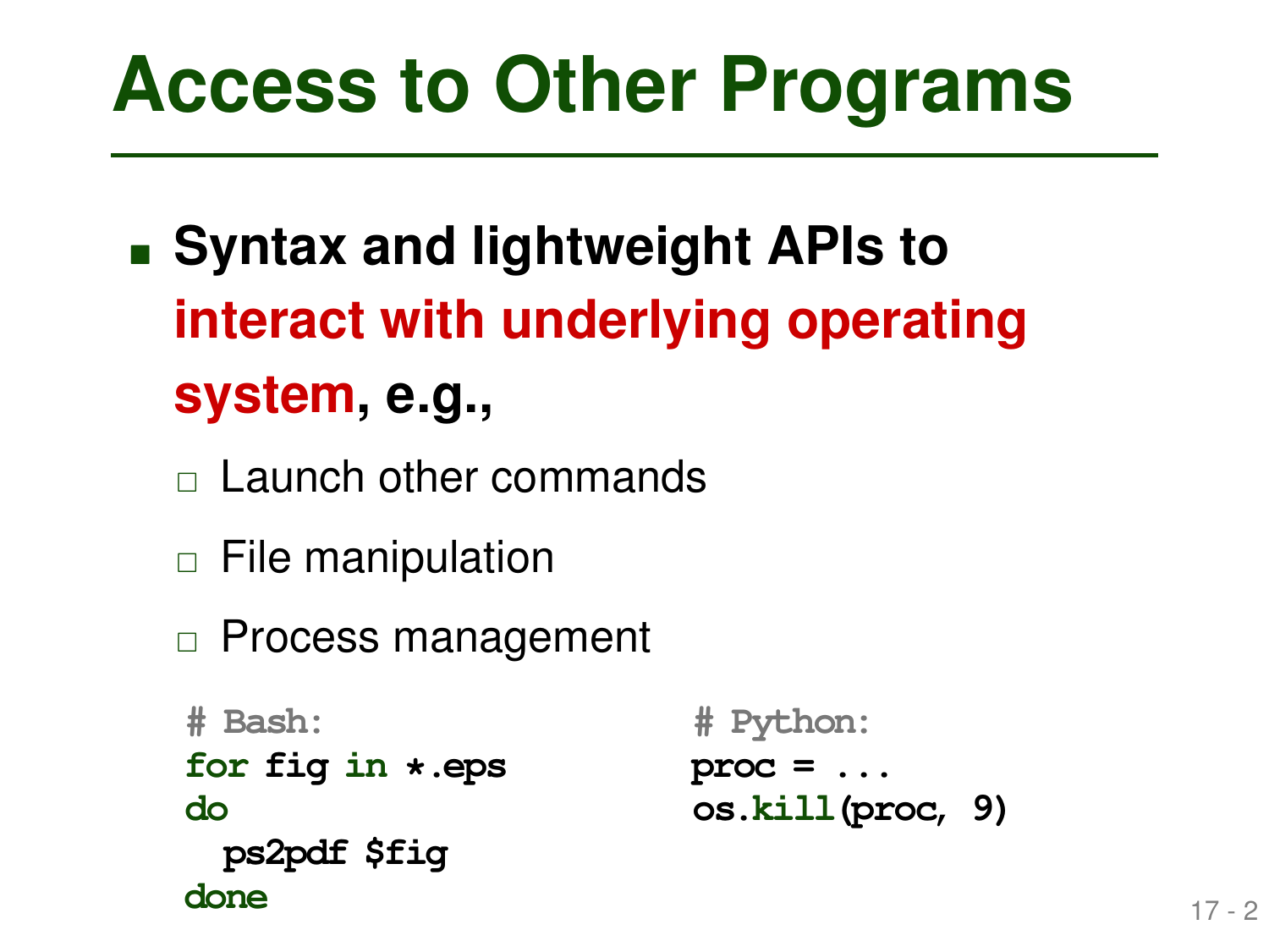# Access to Other Programs

- **Syntax and lightweight APIs to interact with underlying operating system, e.g.,**
  - Launch other commands
  - File manipulation
  - Process management

```
# Bash:
for fig in *.eps
do
  ps2pdf $fig
done
```

```
# Python:
proc = ...
os.kill(proc, 9)
```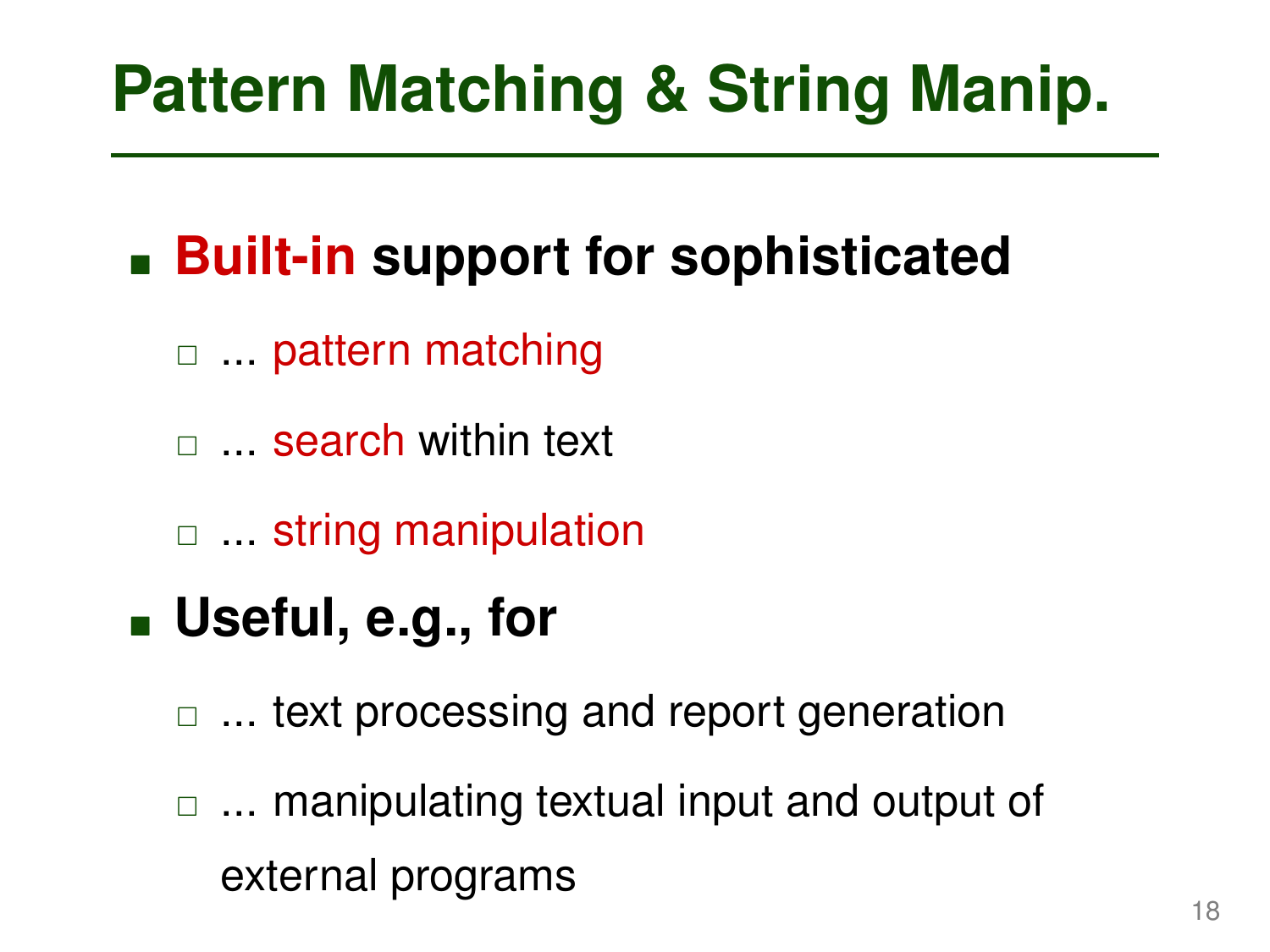# Pattern Matching & String Manip.

- **Built-in support for sophisticated**
  - ... pattern matching
  - ... search within text
  - ... string manipulation
- **Useful, e.g., for**
  - ... text processing and report generation
  - ... manipulating textual input and output of external programs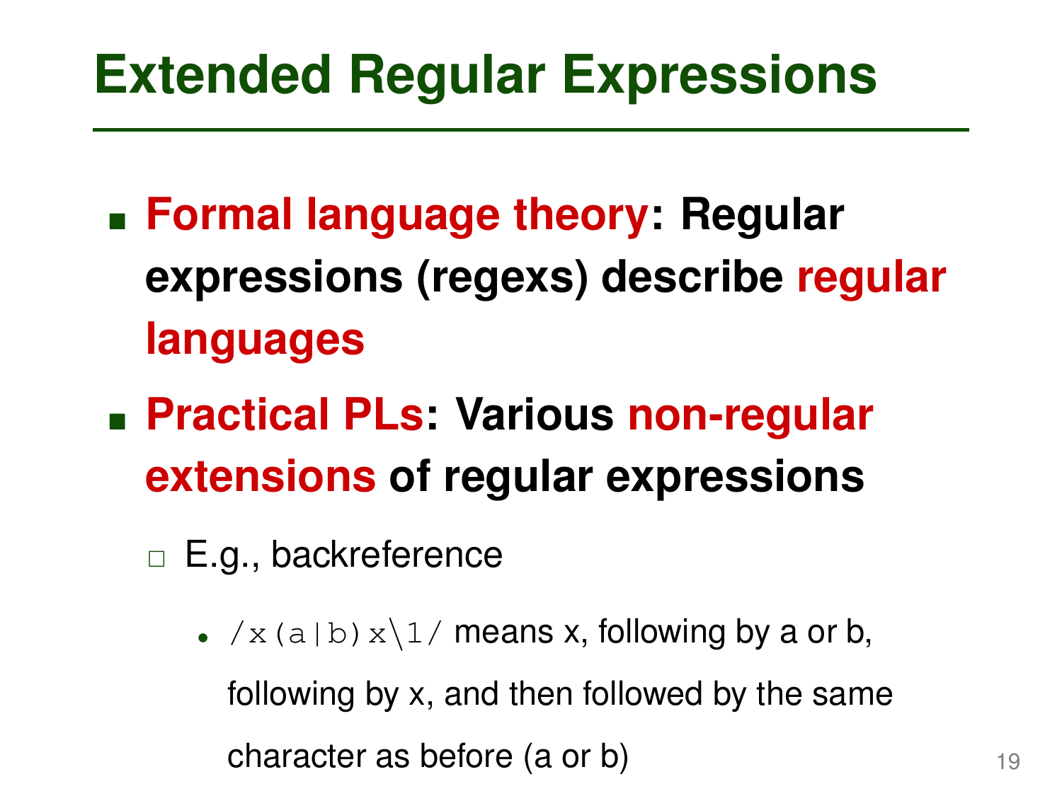# Extended Regular Expressions

- **Formal language theory: Regular expressions (regexs) describe regular languages**
- **Practical PLs: Various non-regular extensions of regular expressions**
  - E.g., backreference
    - `/x(a|b)x\1/` means x, following by a or b, following by x, and then followed by the same character as before (a or b)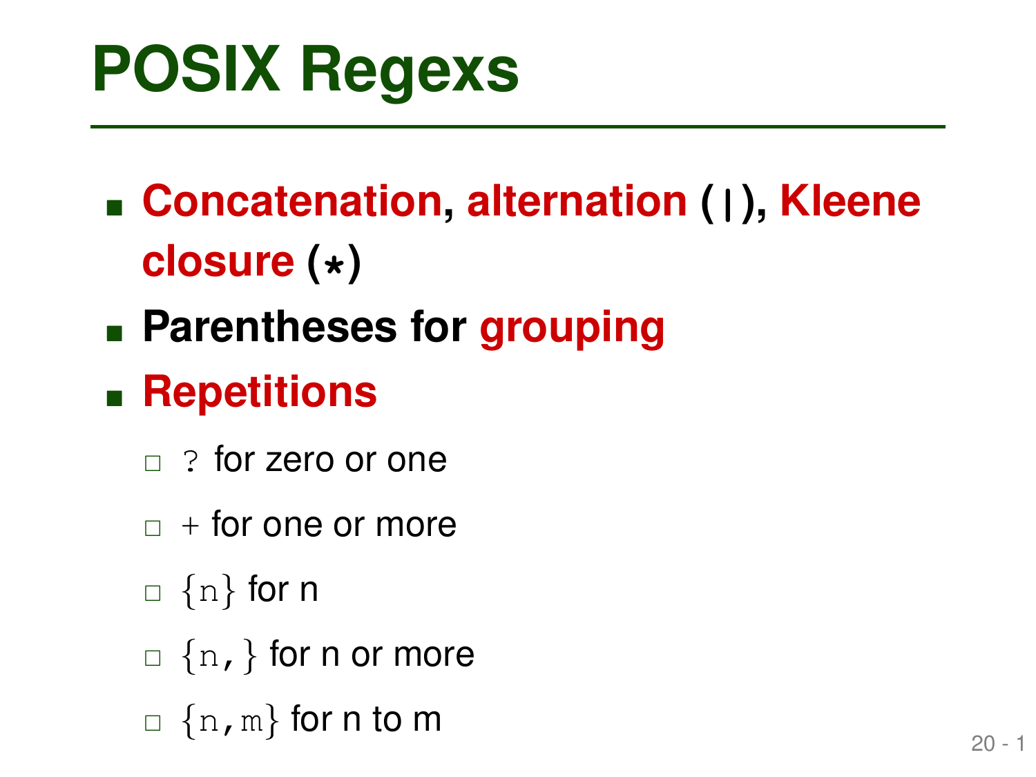# POSIX Regexs

- **Concatenation**, **alternation** (`|`), **Kleene closure** (`*`)
- **Parentheses for grouping**
- **Repetitions**
  - `?` for zero or one
  - `+` for one or more
  - `{n}` for n
  - `{n,}` for n or more
  - `{n,m}` for n to m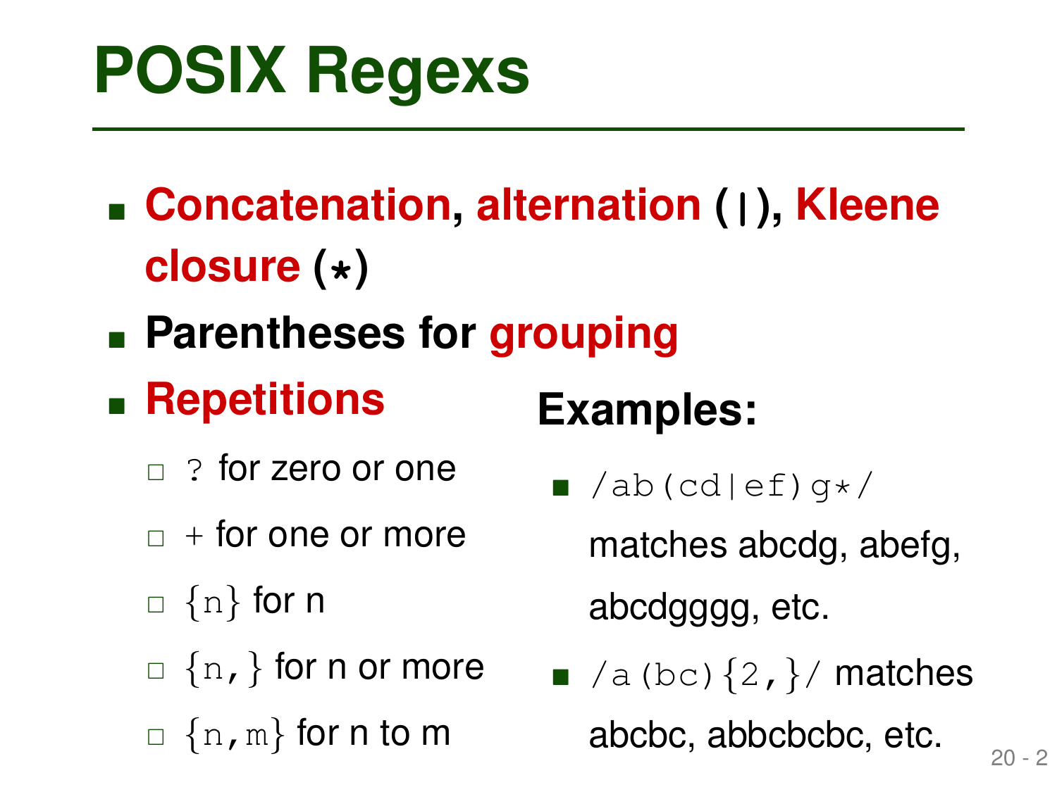# POSIX Regexs

- **Concatenation**, **alternation** (|), **Kleene closure** (*)
- **Parentheses for grouping**
- **Repetitions**
  - `?` for zero or one
  - `+` for one or more
  - `{n}` for n
  - `{n,}` for n or more
  - `{n,m}` for n to m

**Examples:**

- `/ab(cd|ef)g*/` matches abcdg, abefg, abcdgggg, etc.
- `/a(bc){2,}/` matches abcbc, abbcbcbc, etc.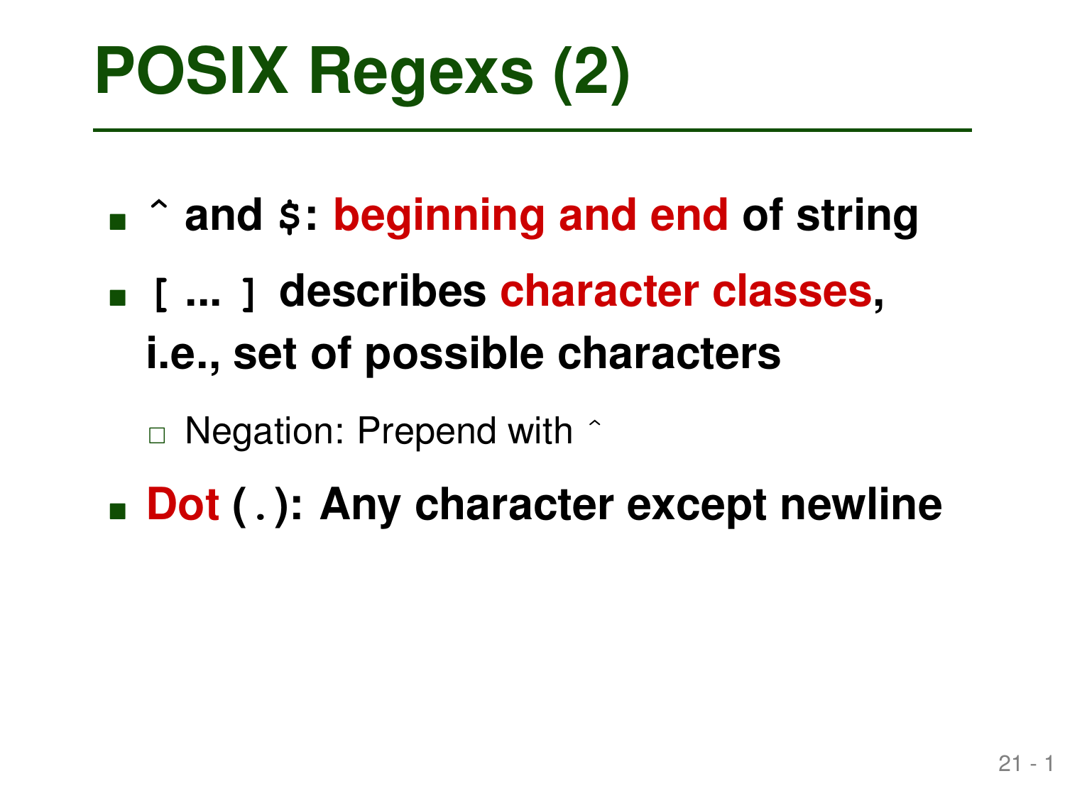# POSIX Regexs (2)

- **`^` and `$`: beginning and end of string**
- **`[ ... ]` describes character classes, i.e., set of possible characters**
  - Negation: Prepend with ^
- **Dot (`.`): Any character except newline**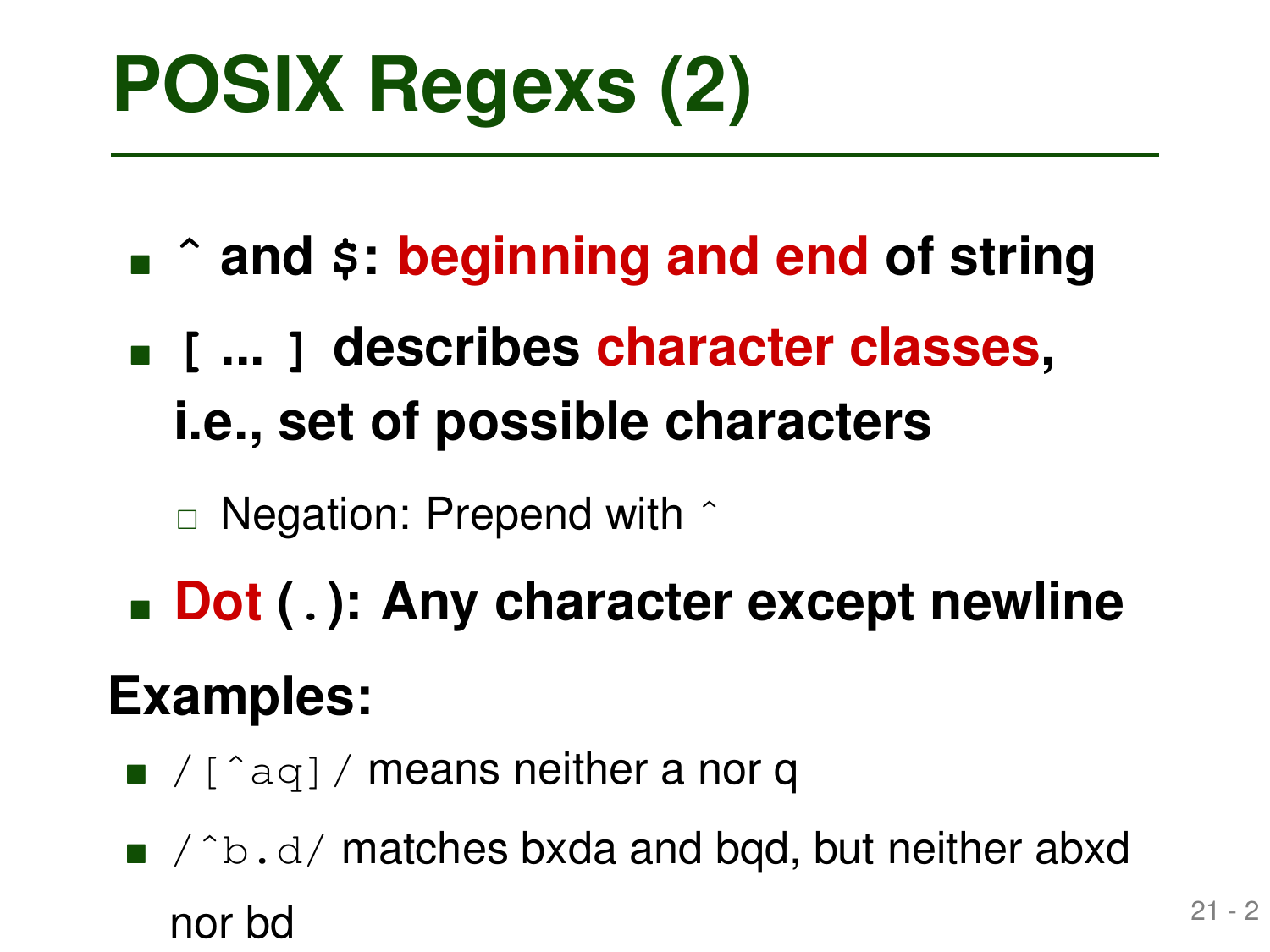# POSIX Regexs (2)

- **`^` and `$`: beginning and end of string**
- **`[ ... ]` describes character classes, i.e., set of possible characters**
  - Negation: Prepend with ^
- **Dot (`.`): Any character except newline**

**Examples:**

- `/[^aq]/` means neither a nor q
- `/^b.d/` matches bxda and bqd, but neither abxd nor bd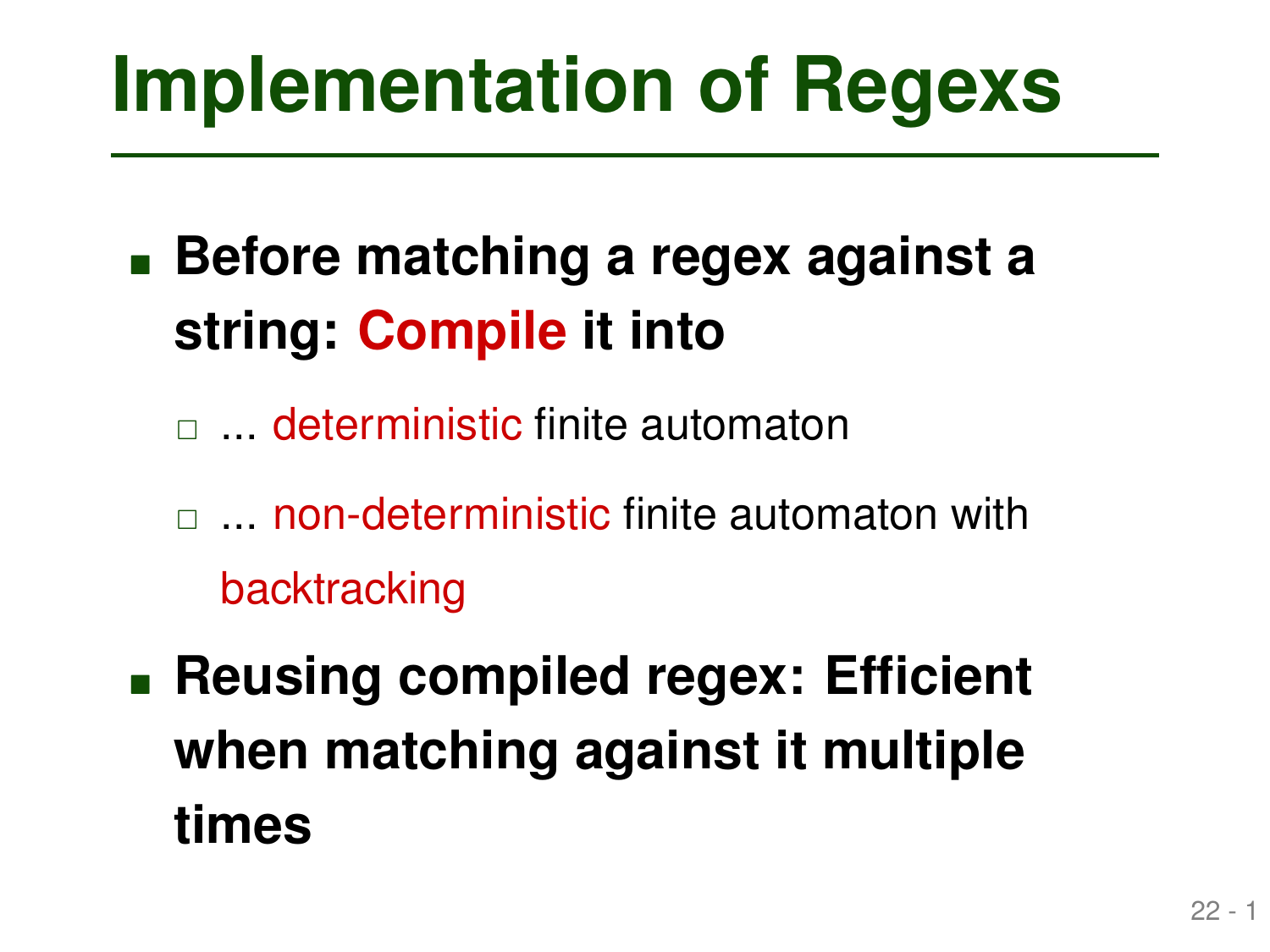# Implementation of Regexs

- **Before matching a regex against a string: Compile it into**
  - ... deterministic finite automaton
  - ... non-deterministic finite automaton with backtracking
- **Reusing compiled regex: Efficient when matching against it multiple times**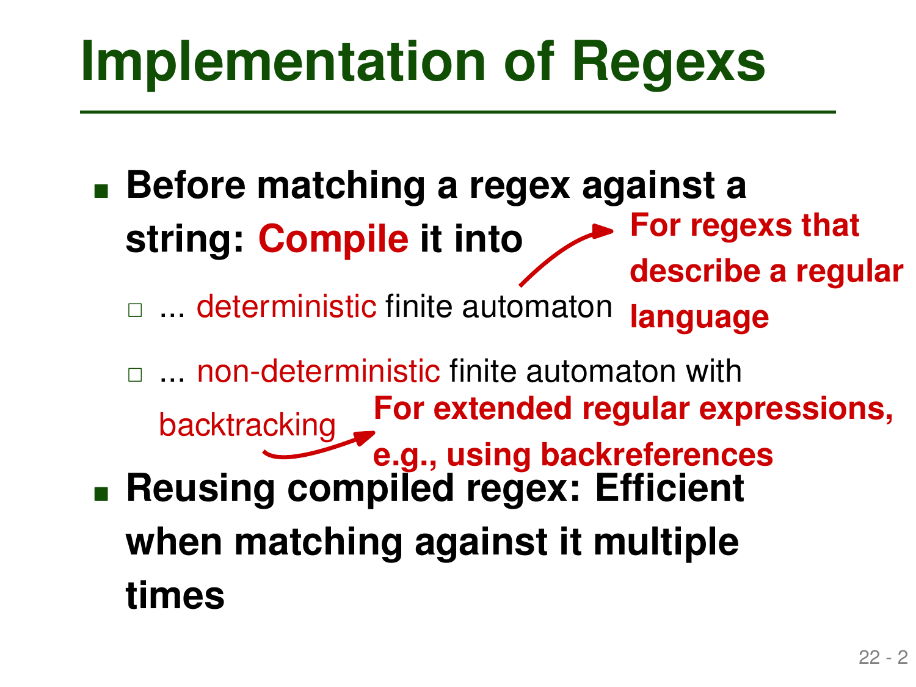# Implementation of Regexs

- **Before matching a regex against a string: Compile it into**
  - ... deterministic finite automaton → **For regexs that describe a regular language**
  - ... non-deterministic finite automaton with backtracking → **For extended regular expressions, e.g., using backreferences**
- **Reusing compiled regex: Efficient when matching against it multiple times**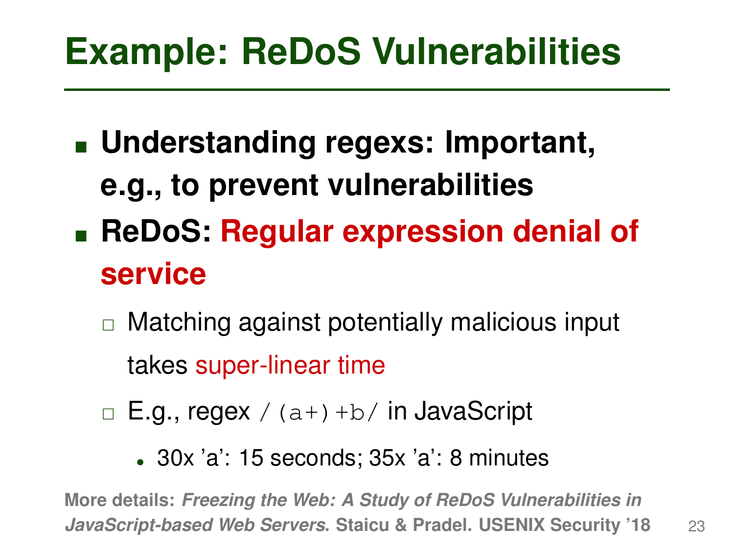# Example: ReDoS Vulnerabilities

- **Understanding regexs: Important, e.g., to prevent vulnerabilities**
- **ReDoS: Regular expression denial of service**
  - Matching against potentially malicious input takes super-linear time
  - E.g., regex `/(a+)+b/` in JavaScript
    - 30x 'a': 15 seconds; 35x 'a': 8 minutes

**More details:** ***Freezing the Web: A Study of ReDoS Vulnerabilities in JavaScript-based Web Servers*****. Staicu & Pradel. USENIX Security '18**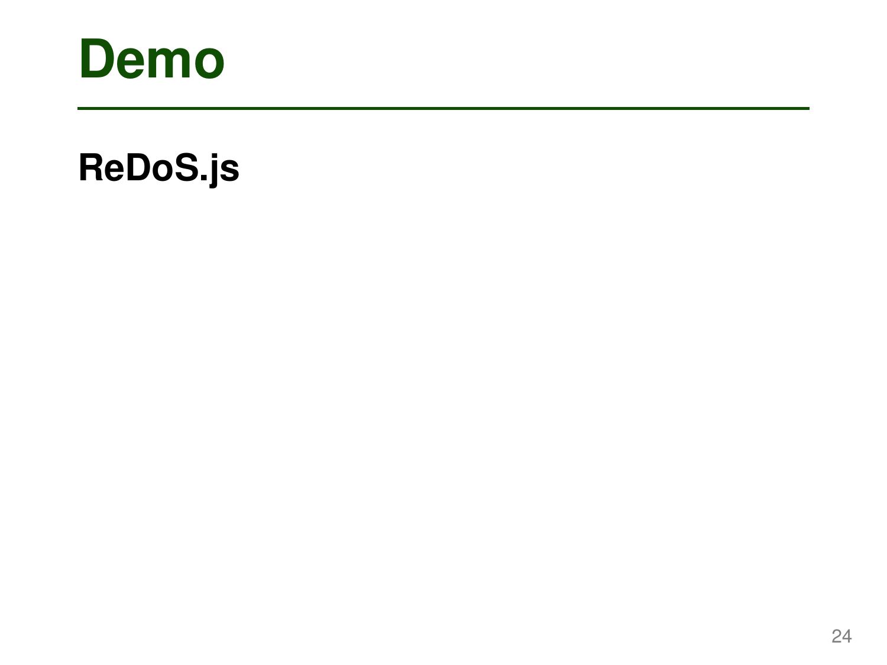# Demo

**ReDoS.js**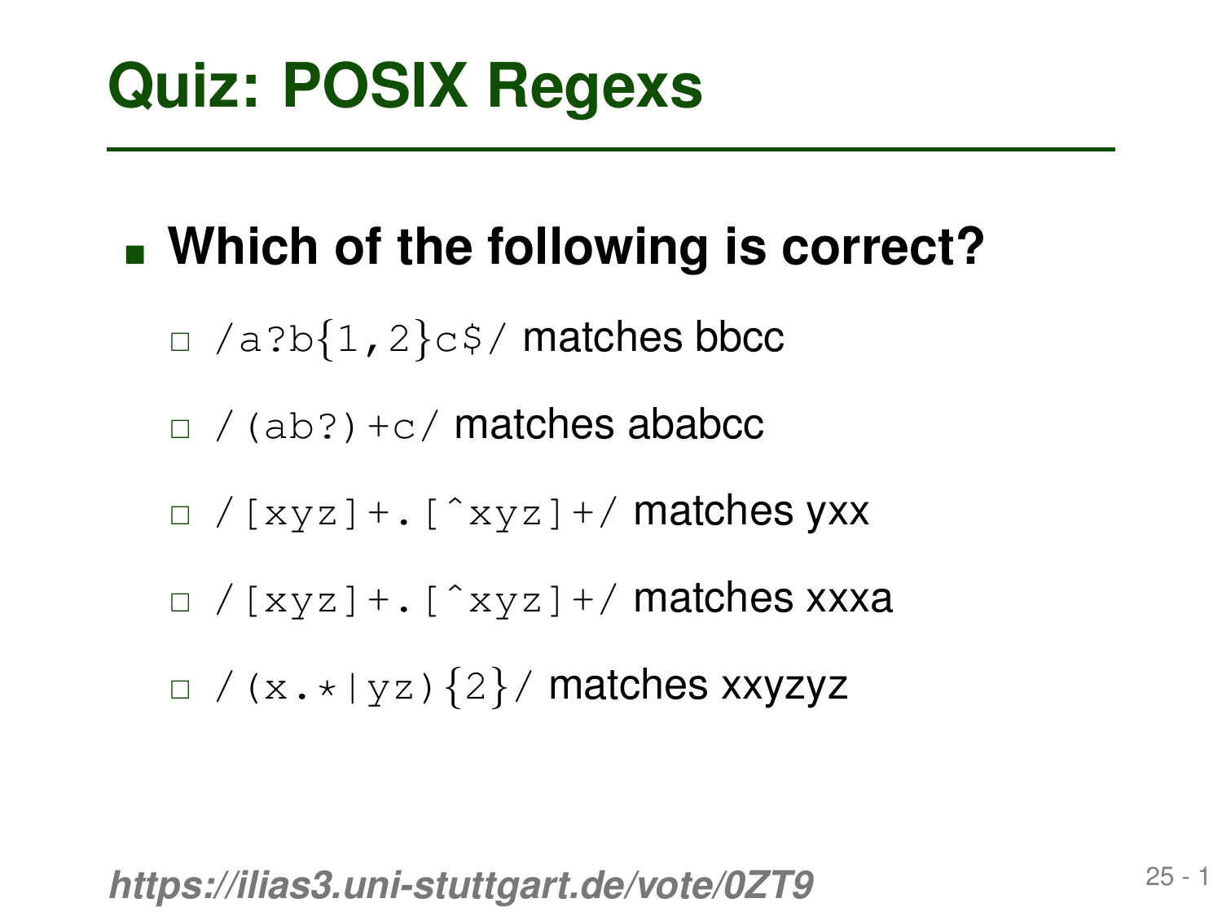# Quiz: POSIX Regexs

- **Which of the following is correct?**
  - ☐ `/a?b{1,2}c$/` matches bbcc
  - ☐ `/(ab?)+c/` matches ababcc
  - ☐ `/[xyz]+.[^xyz]+/` matches yxx
  - ☐ `/[xyz]+.[^xyz]+/` matches xxxa
  - ☐ `/(x.*|yz){2}/` matches xxyzyz

***https://ilias3.uni-stuttgart.de/vote/0ZT9***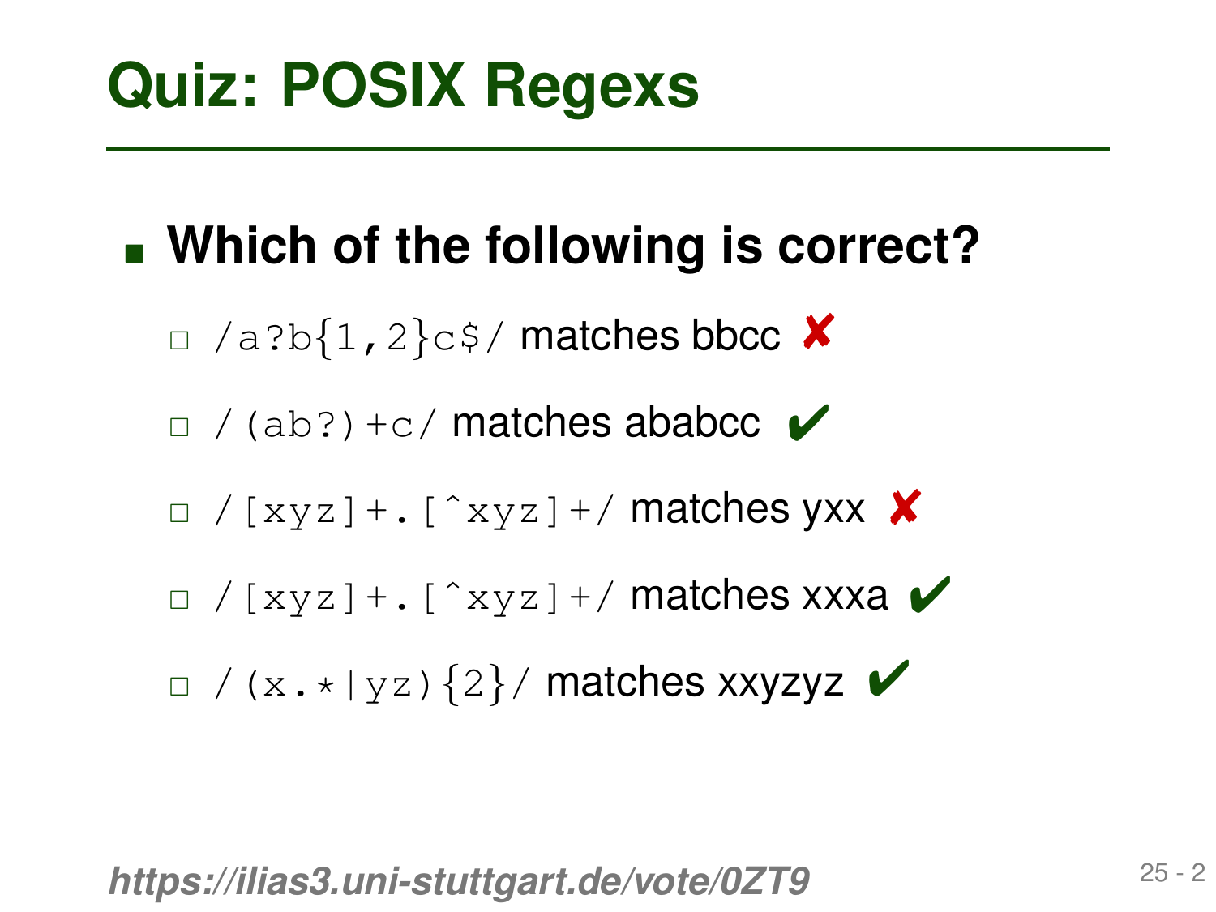# Quiz: POSIX Regexs

- **Which of the following is correct?**
  - ☐ `/a?b{1,2}c$/` matches bbcc ✘
  - ☐ `/(ab?)+c/` matches ababcc ✔
  - ☐ `/[xyz]+.[^xyz]+/` matches yxx ✘
  - ☐ `/[xyz]+.[^xyz]+/` matches xxxa ✔
  - ☐ `/(x.*|yz){2}/` matches xxyzyz ✔

***https://ilias3.uni-stuttgart.de/vote/0ZT9***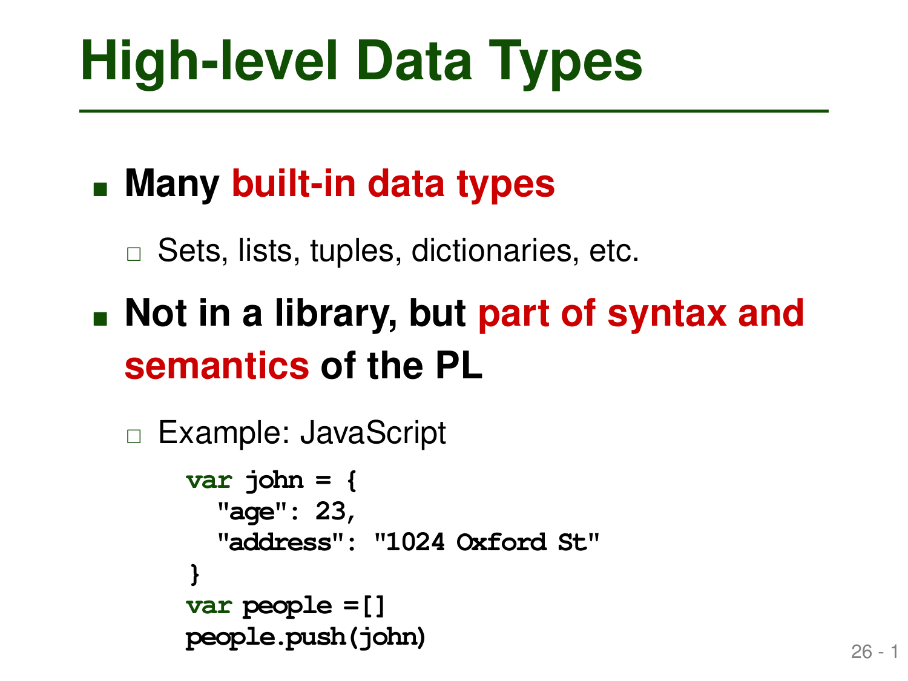# High-level Data Types

- **Many built-in data types**
  - Sets, lists, tuples, dictionaries, etc.
- **Not in a library, but part of syntax and semantics of the PL**
  - Example: JavaScript

```
var john = {
  "age": 23,
  "address": "1024 Oxford St"
}
var people =[]
people.push(john)
```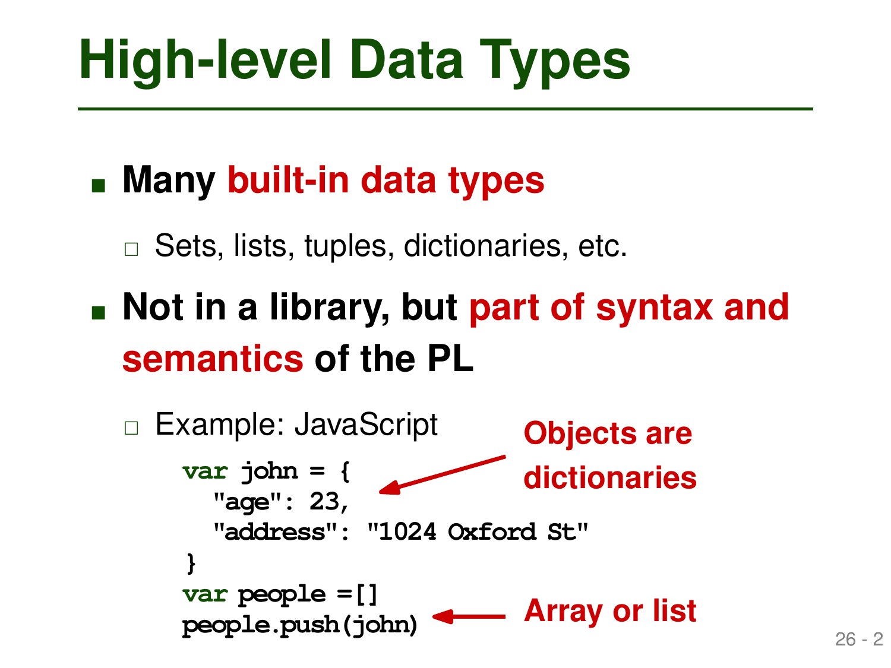# High-level Data Types

- **Many built-in data types**
  - Sets, lists, tuples, dictionaries, etc.
- **Not in a library, but part of syntax and semantics of the PL**
  - Example: JavaScript

```
var john = {
  "age": 23,
  "address": "1024 Oxford St"
}
var people =[]
people.push(john)
```

**Objects are dictionaries**

**Array or list**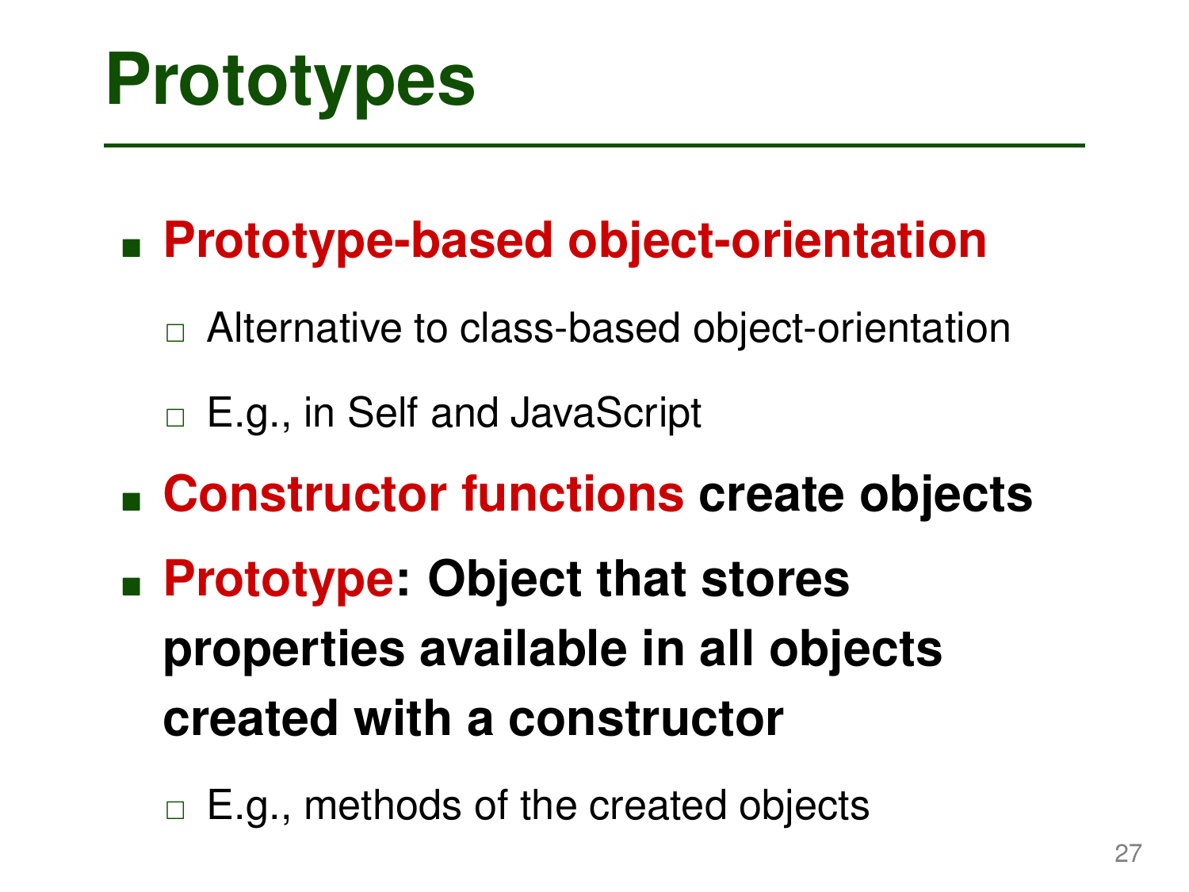# Prototypes

- **Prototype-based object-orientation**
  - Alternative to class-based object-orientation
  - E.g., in Self and JavaScript
- **Constructor functions create objects**
- **Prototype: Object that stores properties available in all objects created with a constructor**
  - E.g., methods of the created objects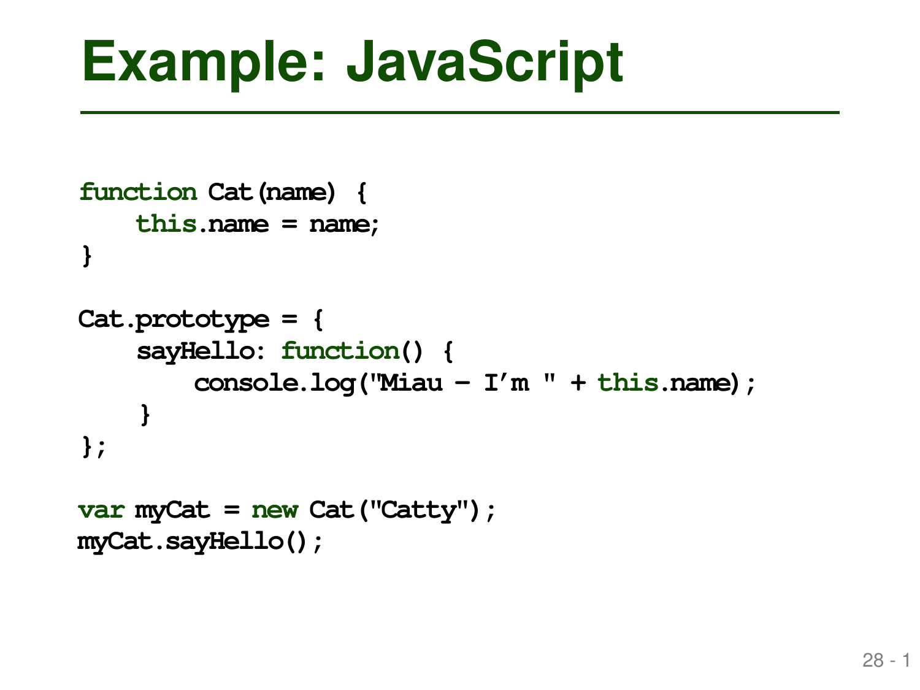# Example: JavaScript

```
function Cat(name) {
    this.name = name;
}

Cat.prototype = {
    sayHello: function() {
        console.log("Miau - I’m " + this.name);
    }
};

var myCat = new Cat("Catty");
myCat.sayHello();
```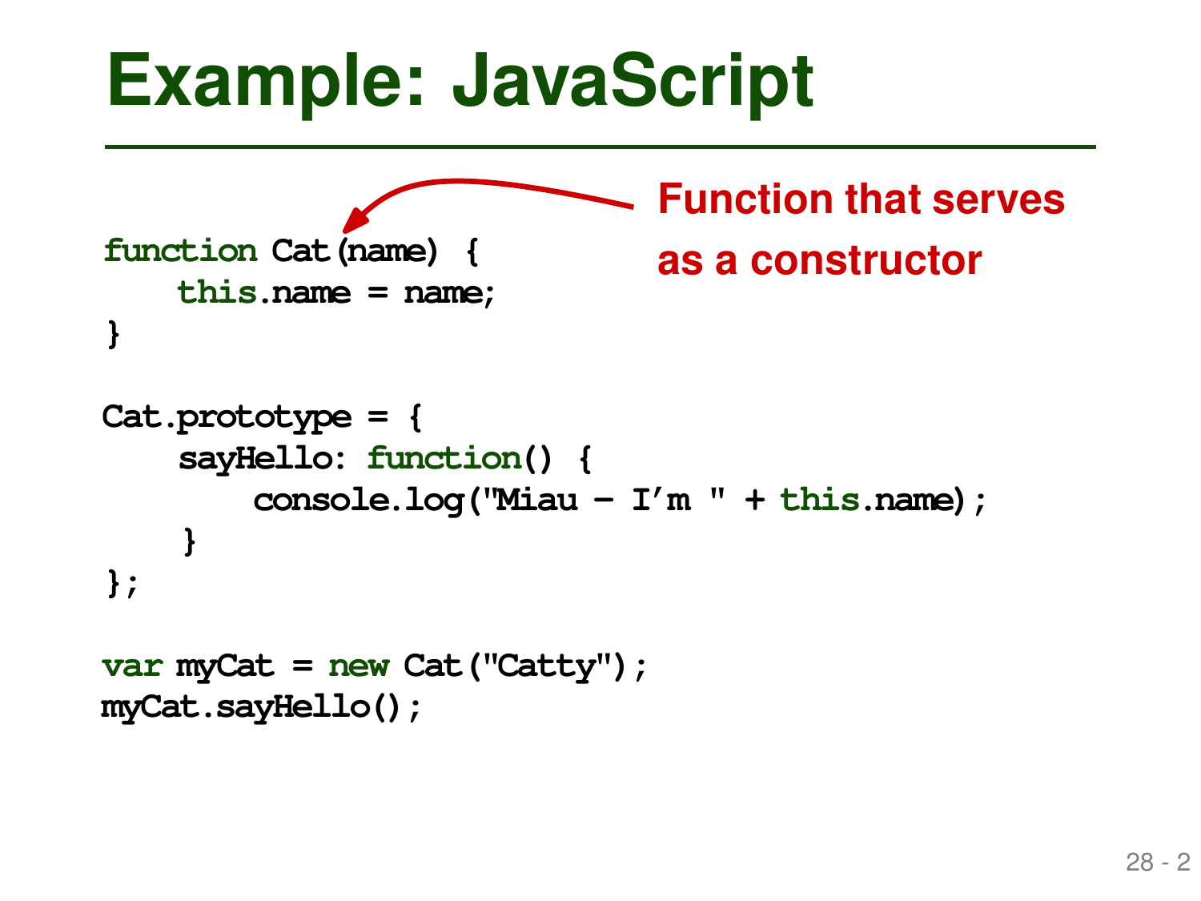# Example: JavaScript

Function that serves as a constructor

```
function Cat(name) {
    this.name = name;
}

Cat.prototype = {
    sayHello: function() {
        console.log("Miau – I'm " + this.name);
    }
};

var myCat = new Cat("Catty");
myCat.sayHello();
```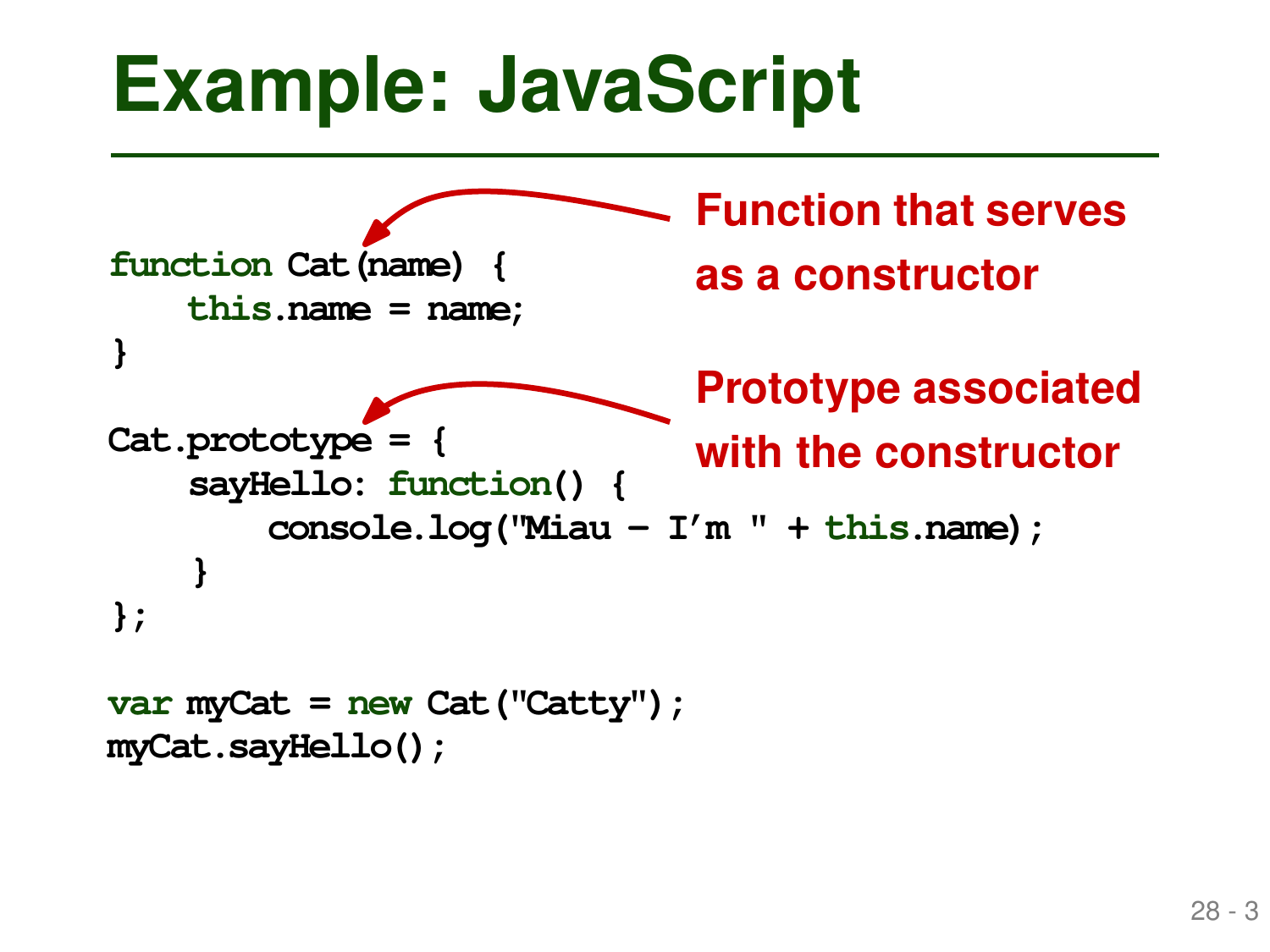# Example: JavaScript

```
function Cat(name) {
    this.name = name;
}

Cat.prototype = {
    sayHello: function() {
        console.log("Miau - I'm " + this.name);
    }
};

var myCat = new Cat("Catty");
myCat.sayHello();
```

**Function that serves as a constructor** (pointing to `Cat(name)`)

**Prototype associated with the constructor** (pointing to `Cat.prototype`)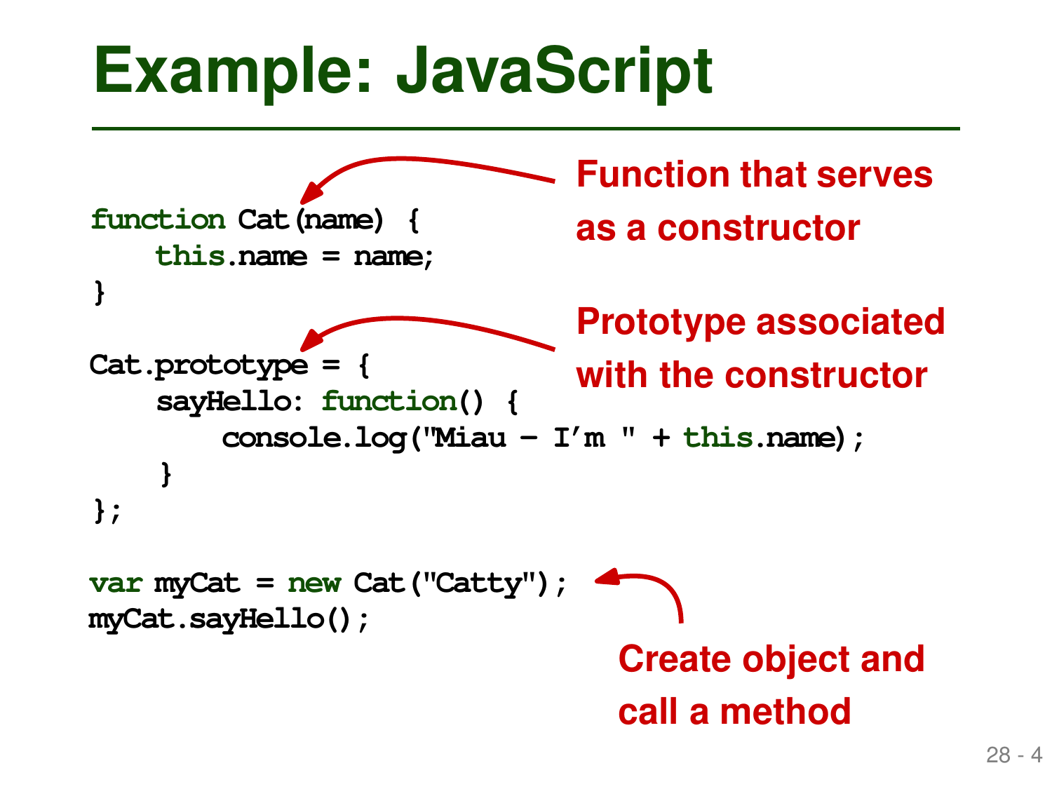# Example: JavaScript

```
function Cat(name) {
    this.name = name;
}

Cat.prototype = {
    sayHello: function() {
        console.log("Miau - I'm " + this.name);
    }
};

var myCat = new Cat("Catty");
myCat.sayHello();
```

**Function that serves as a constructor**

**Prototype associated with the constructor**

**Create object and call a method**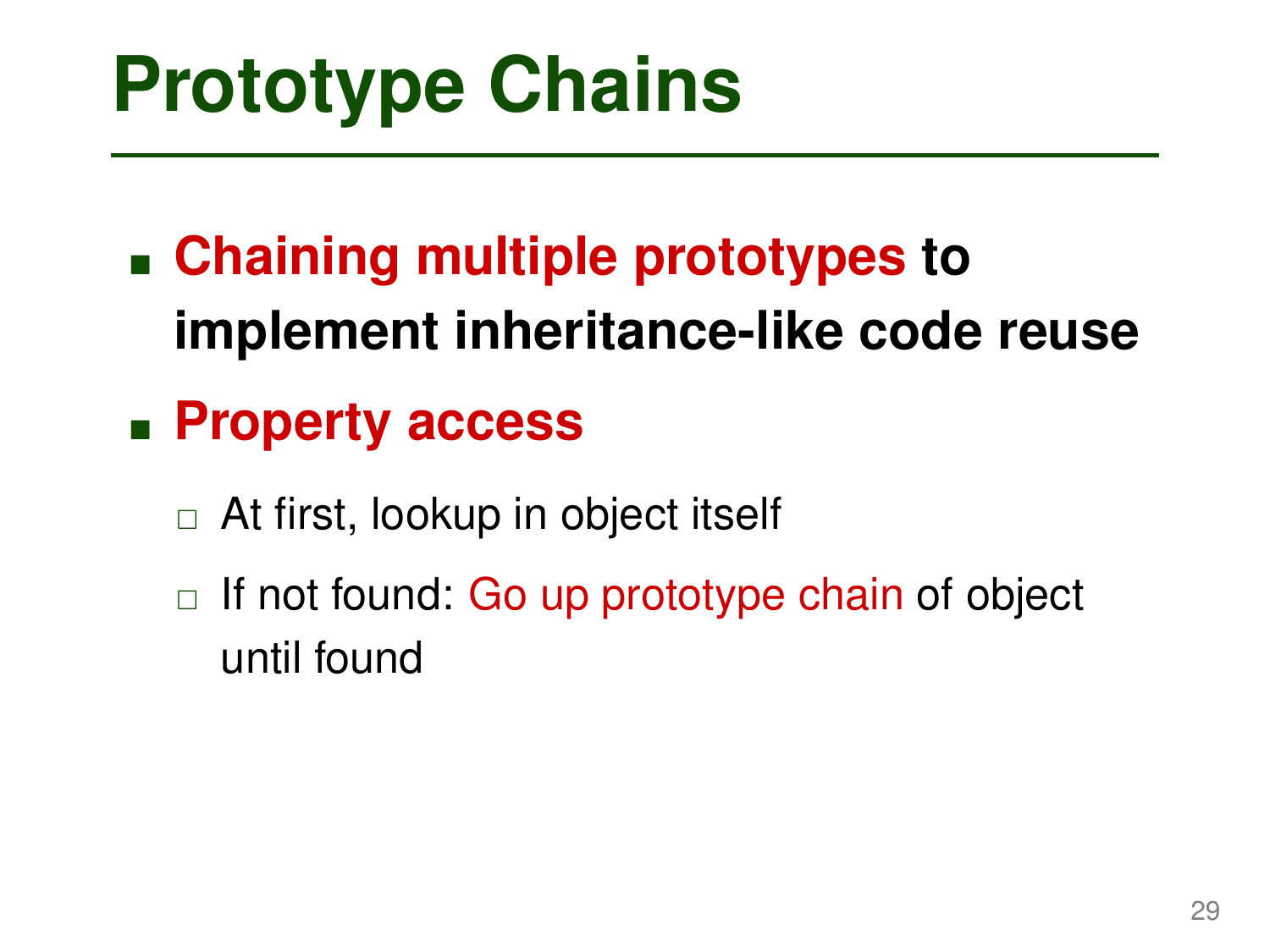# Prototype Chains

- **Chaining multiple prototypes to implement inheritance-like code reuse**
- **Property access**
  - At first, lookup in object itself
  - If not found: Go up prototype chain of object until found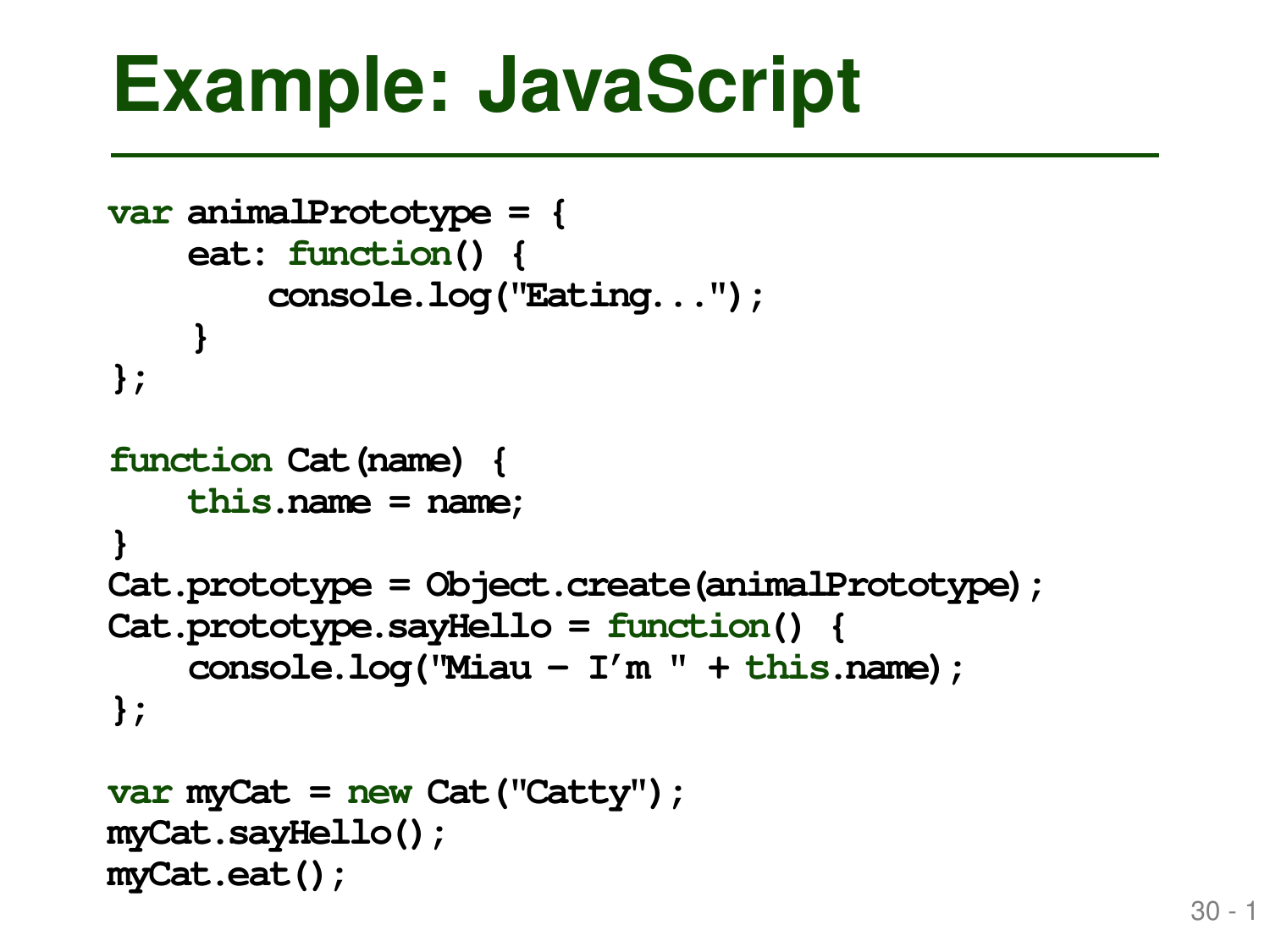# Example: JavaScript

```
var animalPrototype = {
    eat: function() {
        console.log("Eating...");
    }
};

function Cat(name) {
    this.name = name;
}
Cat.prototype = Object.create(animalPrototype);
Cat.prototype.sayHello = function() {
    console.log("Miau - I'm " + this.name);
};

var myCat = new Cat("Catty");
myCat.sayHello();
myCat.eat();
```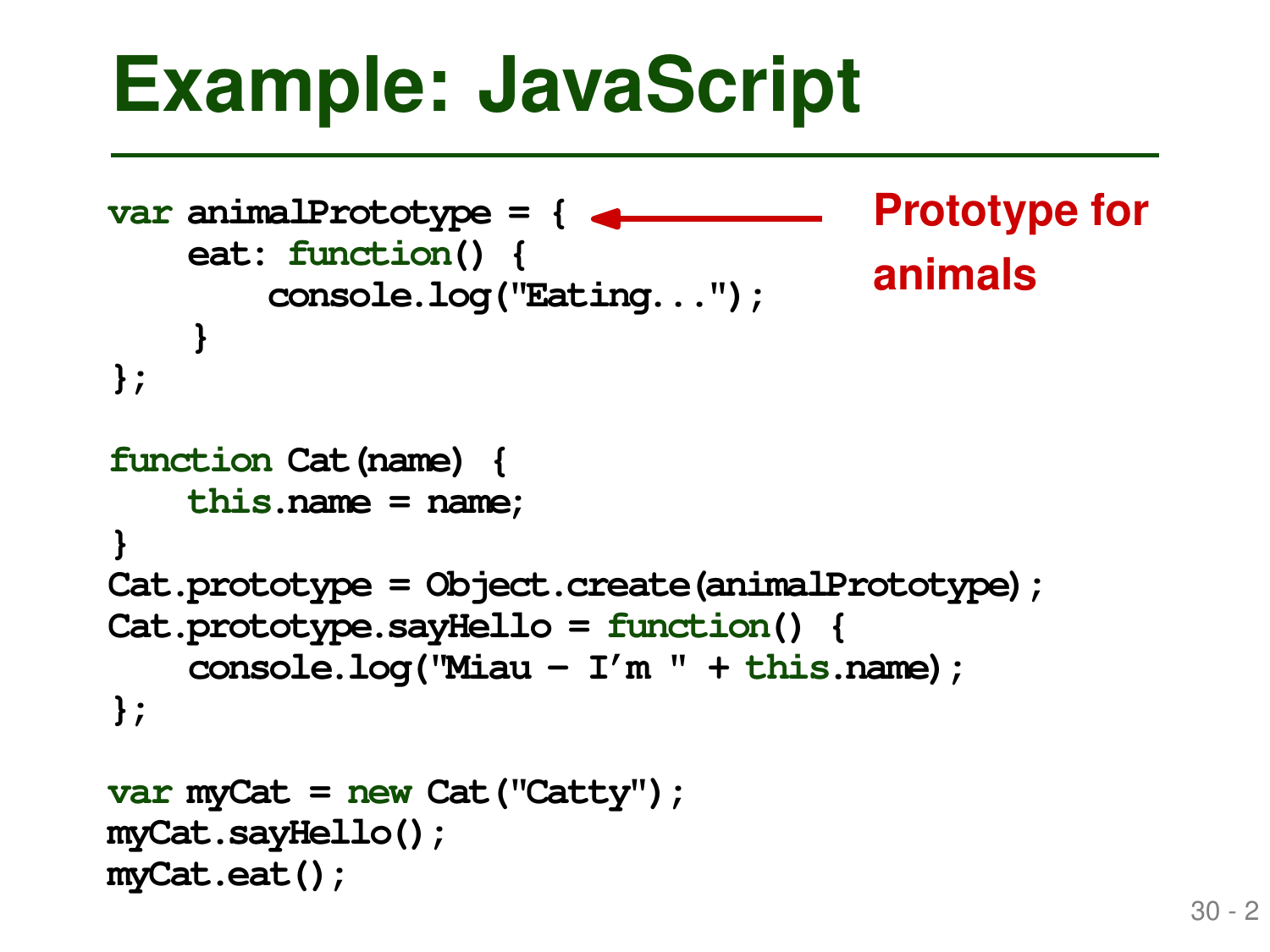# Example: JavaScript

```
var animalPrototype = {
    eat: function() {
        console.log("Eating...");
    }
};

function Cat(name) {
    this.name = name;
}
Cat.prototype = Object.create(animalPrototype);
Cat.prototype.sayHello = function() {
    console.log("Miau - I'm " + this.name);
};

var myCat = new Cat("Catty");
myCat.sayHello();
myCat.eat();
```

Prototype for animals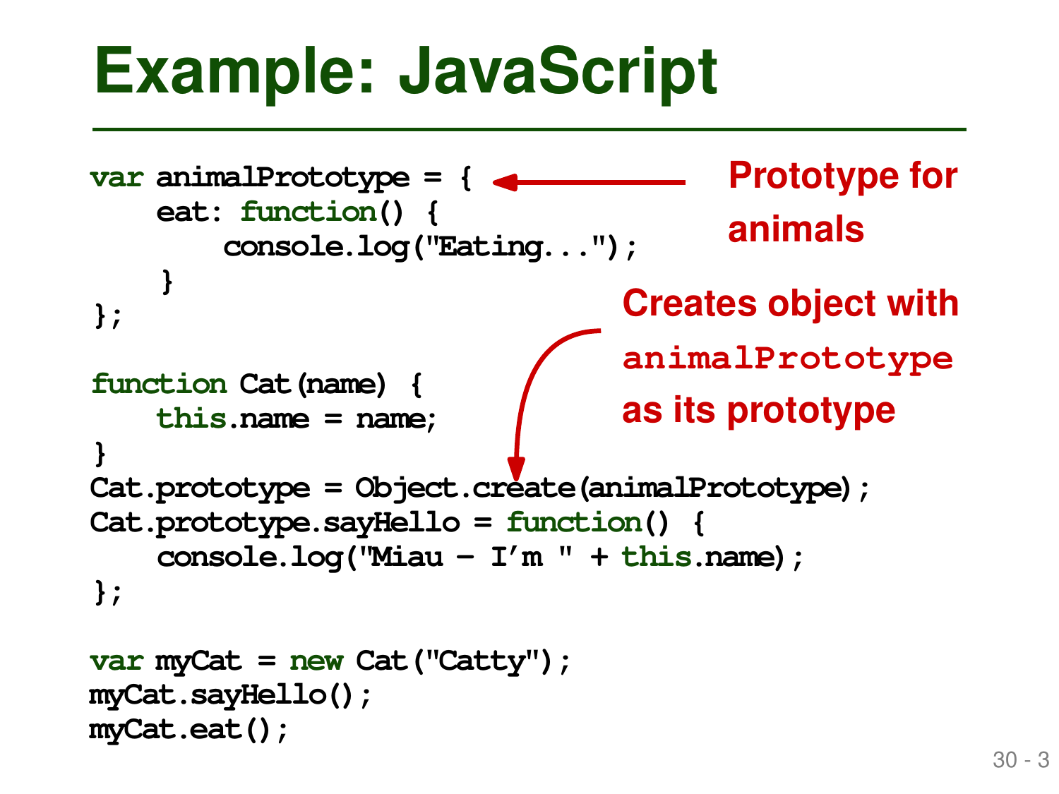# Example: JavaScript

```
var animalPrototype = {
    eat: function() {
        console.log("Eating...");
    }
};

function Cat(name) {
    this.name = name;
}
Cat.prototype = Object.create(animalPrototype);
Cat.prototype.sayHello = function() {
    console.log("Miau - I'm " + this.name);
};

var myCat = new Cat("Catty");
myCat.sayHello();
myCat.eat();
```

**Prototype for animals** (annotation pointing to `var animalPrototype = {`)

**Creates object with `animalPrototype` as its prototype** (annotation pointing to `Object.create(animalPrototype)`)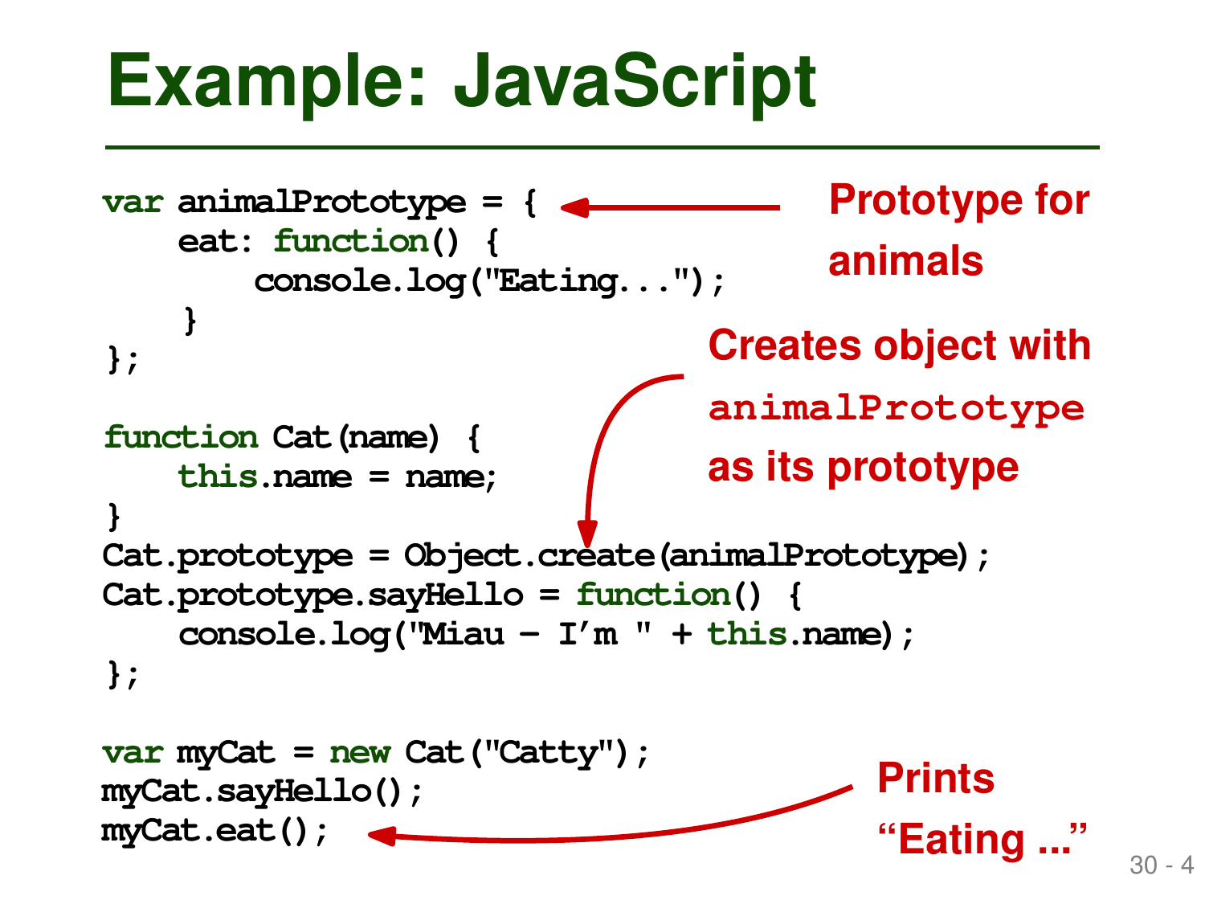# Example: JavaScript

```
var animalPrototype = {
    eat: function() {
        console.log("Eating...");
    }
};

function Cat(name) {
    this.name = name;
}
Cat.prototype = Object.create(animalPrototype);
Cat.prototype.sayHello = function() {
    console.log("Miau – I’m " + this.name);
};

var myCat = new Cat("Catty");
myCat.sayHello();
myCat.eat();
```

**Prototype for animals**

**Creates object with `animalPrototype` as its prototype**

**Prints “Eating ...”**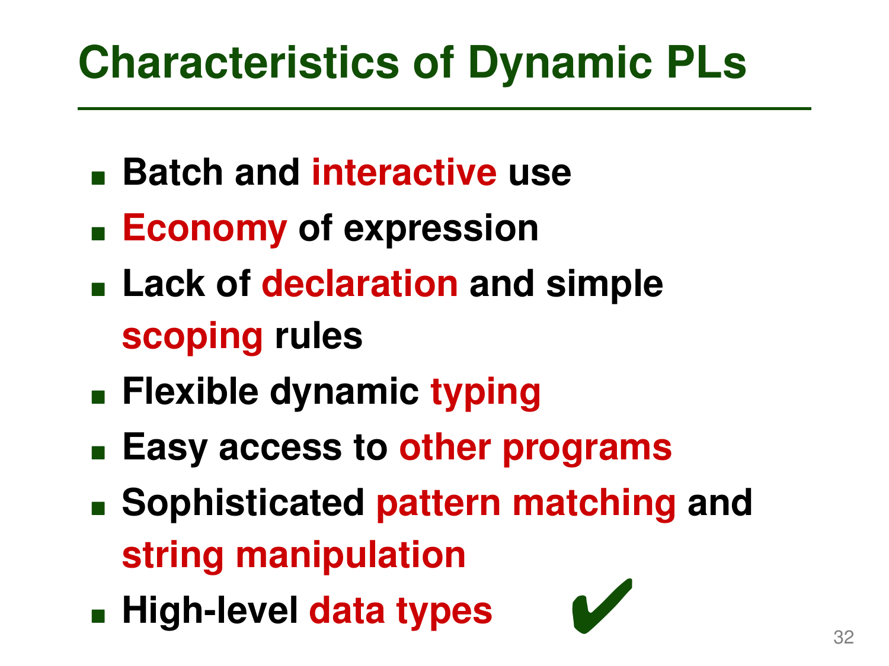# Characteristics of Dynamic PLs

- Batch and **interactive** use
- **Economy** of expression
- Lack of **declaration** and simple **scoping** rules
- Flexible dynamic **typing**
- Easy access to **other programs**
- Sophisticated **pattern matching** and **string manipulation**
- High-level **data types** ✔